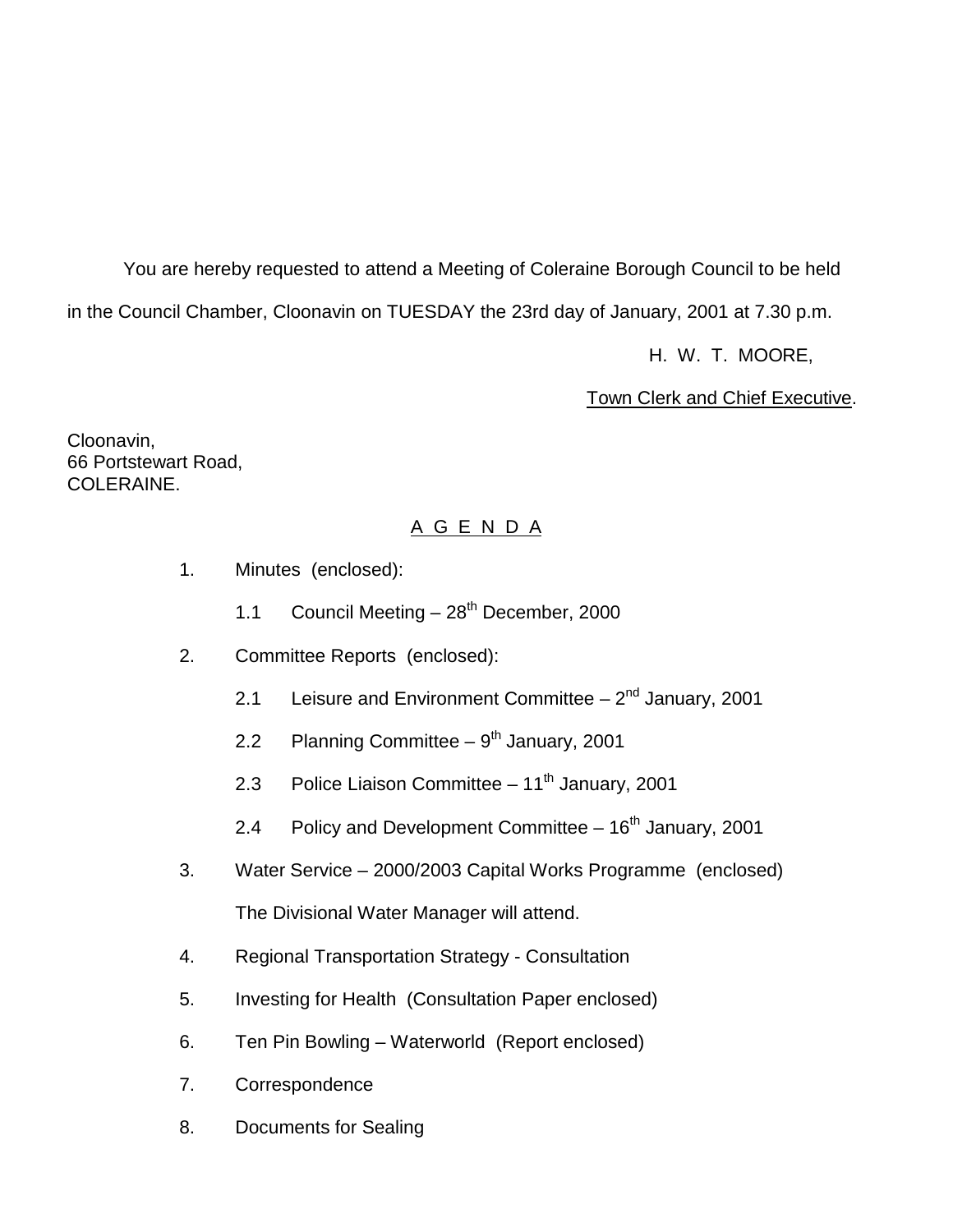You are hereby requested to attend a Meeting of Coleraine Borough Council to be held in the Council Chamber, Cloonavin on TUESDAY the 23rd day of January, 2001 at 7.30 p.m.

H. W. T. MOORE,

Town Clerk and Chief Executive.

Cloonavin,
66 Portstewart Road,
COLERAINE.

## A G E N D A

1. Minutes (enclosed):

   1.1 Council Meeting – 28th December, 2000

2. Committee Reports (enclosed):

   2.1 Leisure and Environment Committee – 2nd January, 2001

   2.2 Planning Committee – 9th January, 2001

   2.3 Police Liaison Committee – 11th January, 2001

   2.4 Policy and Development Committee – 16th January, 2001

3. Water Service – 2000/2003 Capital Works Programme (enclosed)

   The Divisional Water Manager will attend.

4. Regional Transportation Strategy - Consultation

5. Investing for Health (Consultation Paper enclosed)

6. Ten Pin Bowling – Waterworld (Report enclosed)

7. Correspondence

8. Documents for Sealing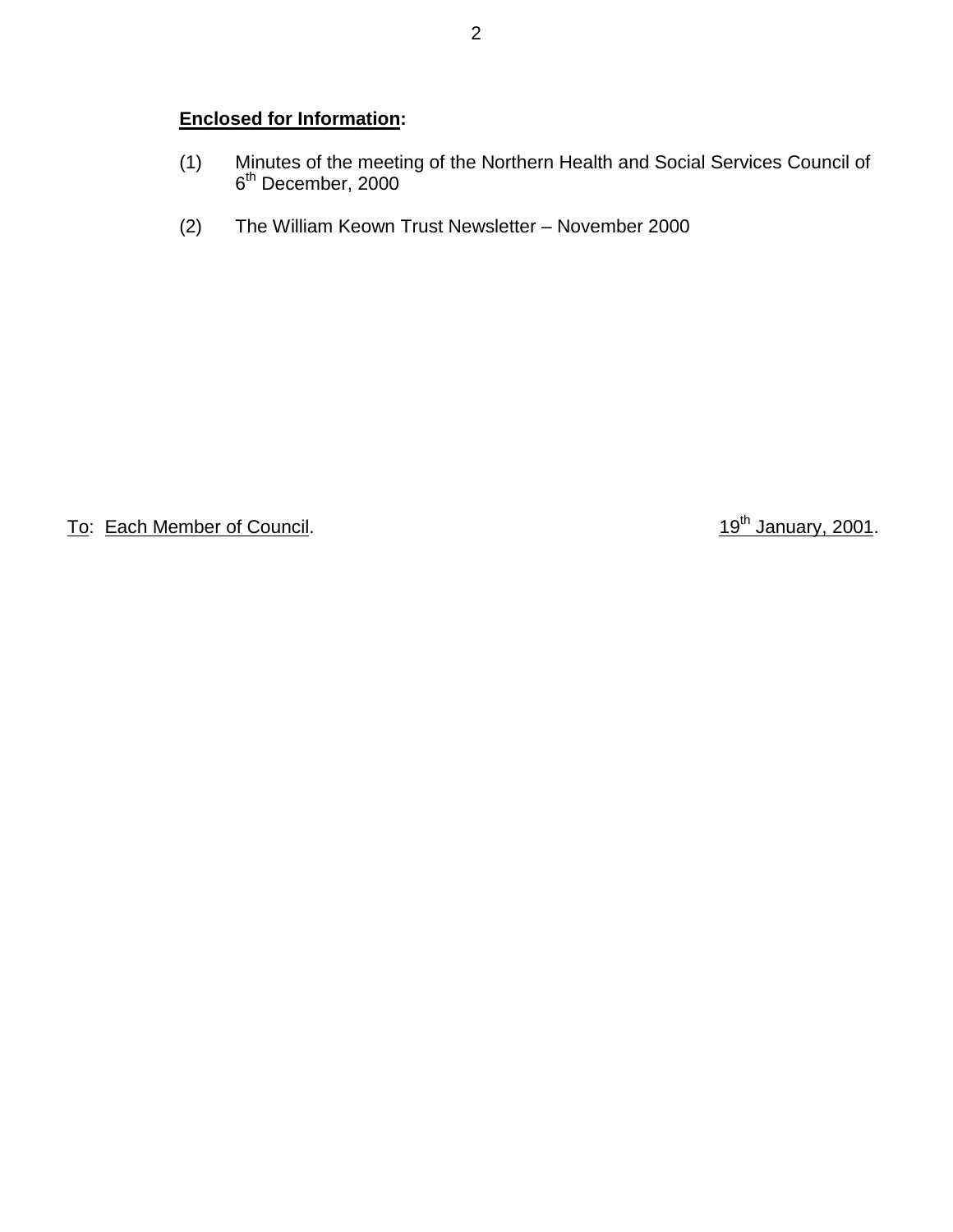**Enclosed for Information:**

(1) Minutes of the meeting of the Northern Health and Social Services Council of 6th December, 2000

(2) The William Keown Trust Newsletter – November 2000

To: Each Member of Council. 19th January, 2001.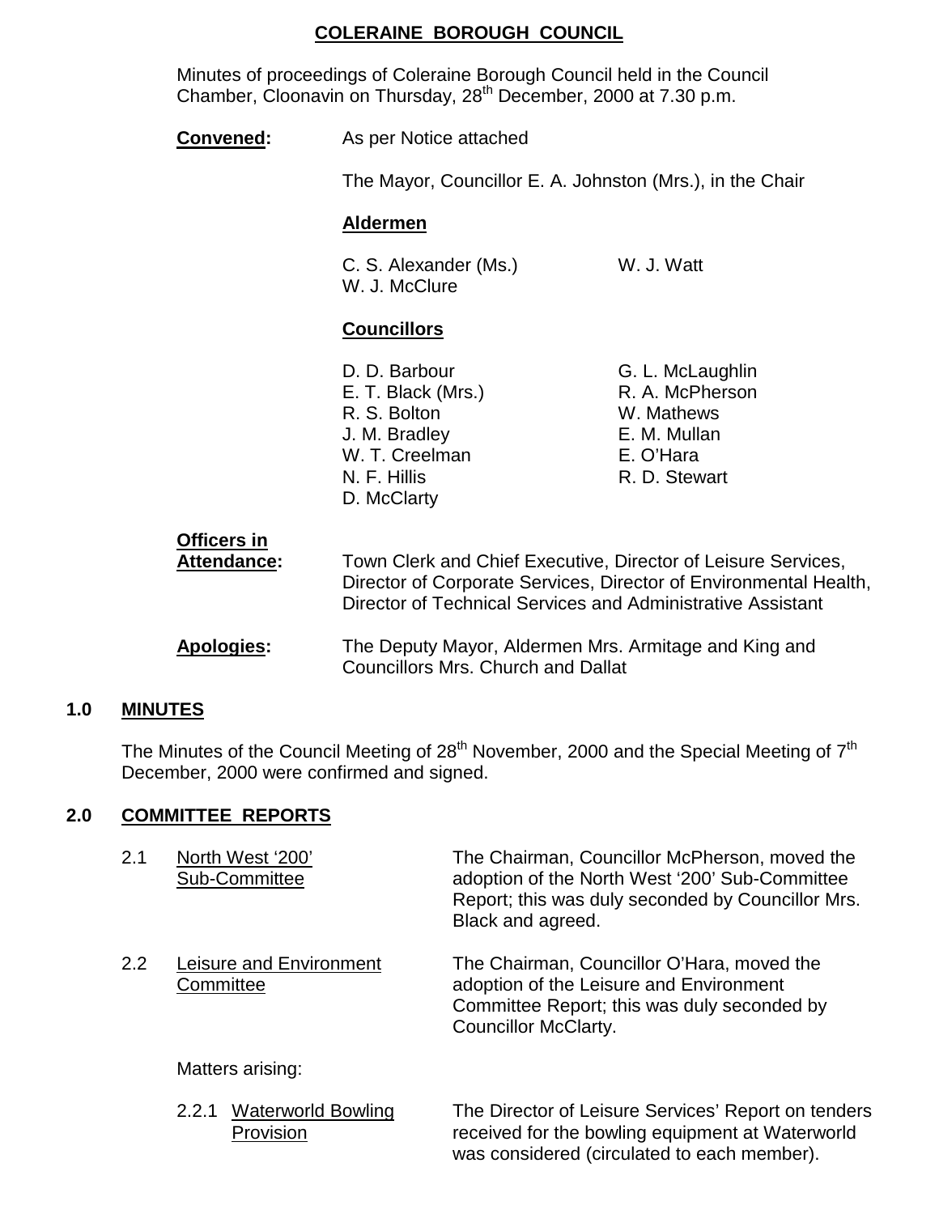# COLERAINE BOROUGH COUNCIL

Minutes of proceedings of Coleraine Borough Council held in the Council Chamber, Cloonavin on Thursday, 28th December, 2000 at 7.30 p.m.

**Convened:** As per Notice attached

The Mayor, Councillor E. A. Johnston (Mrs.), in the Chair

**Aldermen**

C. S. Alexander (Ms.)
W. J. McClure
W. J. Watt

**Councillors**

D. D. Barbour
E. T. Black (Mrs.)
R. S. Bolton
J. M. Bradley
W. T. Creelman
N. F. Hillis
D. McClarty
G. L. McLaughlin
R. A. McPherson
W. Mathews
E. M. Mullan
E. O'Hara
R. D. Stewart

**Officers in Attendance:** Town Clerk and Chief Executive, Director of Leisure Services, Director of Corporate Services, Director of Environmental Health, Director of Technical Services and Administrative Assistant

**Apologies:** The Deputy Mayor, Aldermen Mrs. Armitage and King and Councillors Mrs. Church and Dallat

## 1.0 MINUTES

The Minutes of the Council Meeting of 28th November, 2000 and the Special Meeting of 7th December, 2000 were confirmed and signed.

## 2.0 COMMITTEE REPORTS

2.1 North West '200' Sub-Committee

The Chairman, Councillor McPherson, moved the adoption of the North West '200' Sub-Committee Report; this was duly seconded by Councillor Mrs. Black and agreed.

2.2 Leisure and Environment Committee

The Chairman, Councillor O'Hara, moved the adoption of the Leisure and Environment Committee Report; this was duly seconded by Councillor McClarty.

Matters arising:

2.2.1 Waterworld Bowling Provision

The Director of Leisure Services' Report on tenders received for the bowling equipment at Waterworld was considered (circulated to each member).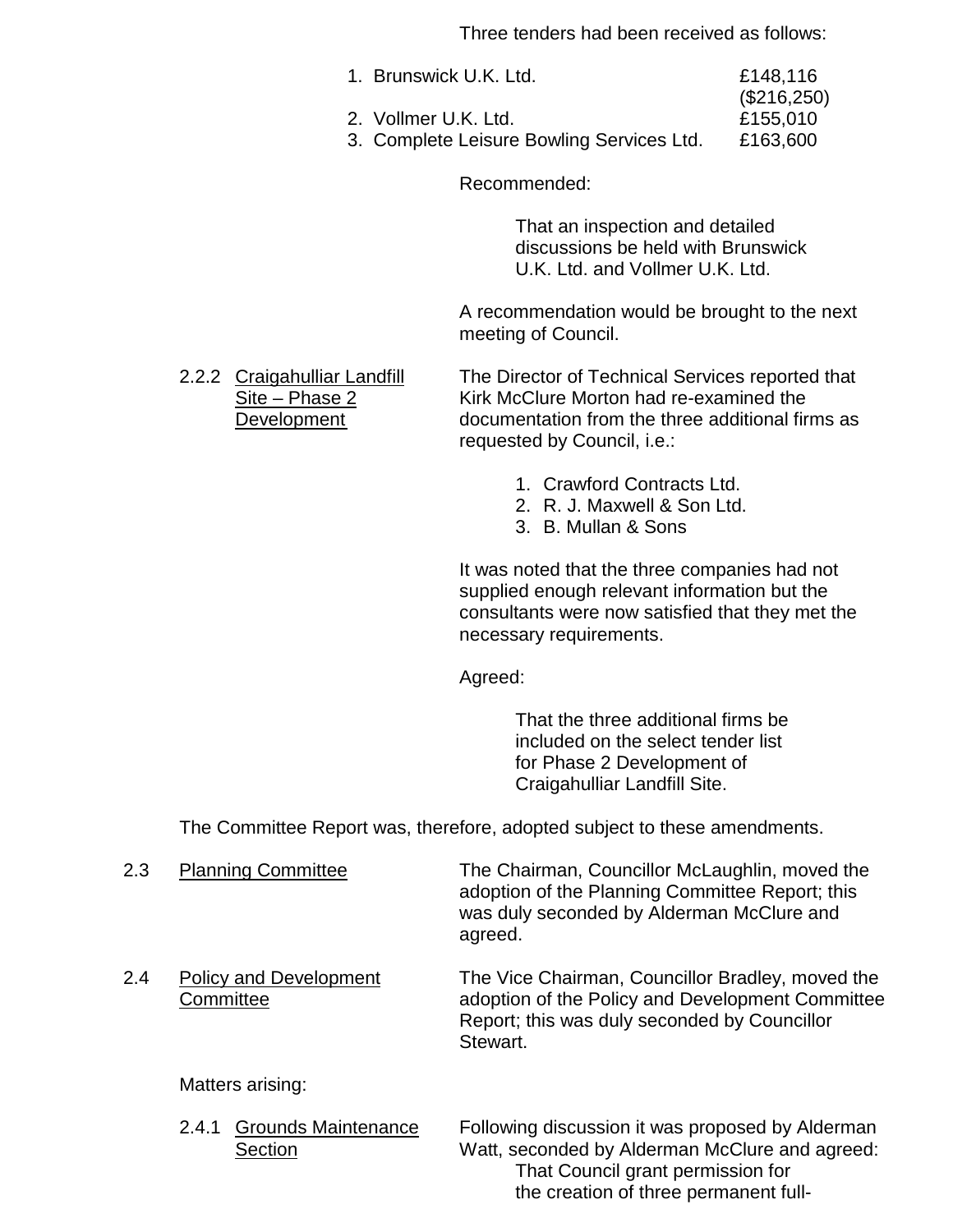Three tenders had been received as follows:

1. Brunswick U.K. Ltd. £148,116 ($216,250)
2. Vollmer U.K. Ltd. £155,010
3. Complete Leisure Bowling Services Ltd. £163,600

Recommended:

> That an inspection and detailed discussions be held with Brunswick U.K. Ltd. and Vollmer U.K. Ltd.

A recommendation would be brought to the next meeting of Council.

2.2.2 <u>Craigahulliar Landfill Site – Phase 2 Development</u>

The Director of Technical Services reported that Kirk McClure Morton had re-examined the documentation from the three additional firms as requested by Council, i.e.:

1. Crawford Contracts Ltd.
2. R. J. Maxwell & Son Ltd.
3. B. Mullan & Sons

It was noted that the three companies had not supplied enough relevant information but the consultants were now satisfied that they met the necessary requirements.

Agreed:

> That the three additional firms be included on the select tender list for Phase 2 Development of Craigahulliar Landfill Site.

The Committee Report was, therefore, adopted subject to these amendments.

2.3 <u>Planning Committee</u>

The Chairman, Councillor McLaughlin, moved the adoption of the Planning Committee Report; this was duly seconded by Alderman McClure and agreed.

2.4 <u>Policy and Development Committee</u>

The Vice Chairman, Councillor Bradley, moved the adoption of the Policy and Development Committee Report; this was duly seconded by Councillor Stewart.

Matters arising:

2.4.1 <u>Grounds Maintenance Section</u>

Following discussion it was proposed by Alderman Watt, seconded by Alderman McClure and agreed:

> That Council grant permission for the creation of three permanent full-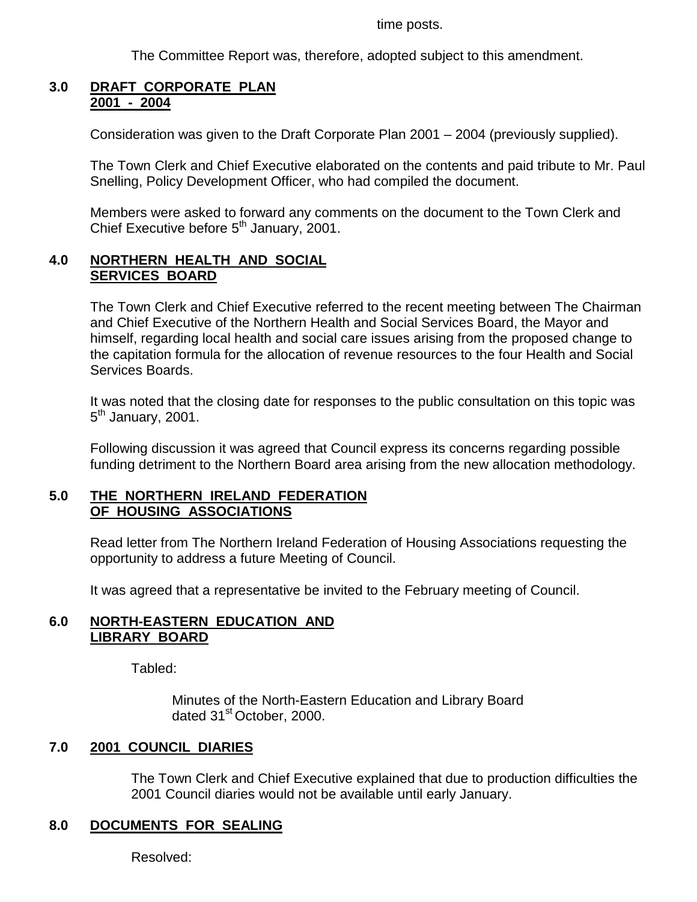time posts.

The Committee Report was, therefore, adopted subject to this amendment.

## 3.0 DRAFT CORPORATE PLAN 2001 - 2004

Consideration was given to the Draft Corporate Plan 2001 – 2004 (previously supplied).

The Town Clerk and Chief Executive elaborated on the contents and paid tribute to Mr. Paul Snelling, Policy Development Officer, who had compiled the document.

Members were asked to forward any comments on the document to the Town Clerk and Chief Executive before 5th January, 2001.

## 4.0 NORTHERN HEALTH AND SOCIAL SERVICES BOARD

The Town Clerk and Chief Executive referred to the recent meeting between The Chairman and Chief Executive of the Northern Health and Social Services Board, the Mayor and himself, regarding local health and social care issues arising from the proposed change to the capitation formula for the allocation of revenue resources to the four Health and Social Services Boards.

It was noted that the closing date for responses to the public consultation on this topic was 5th January, 2001.

Following discussion it was agreed that Council express its concerns regarding possible funding detriment to the Northern Board area arising from the new allocation methodology.

## 5.0 THE NORTHERN IRELAND FEDERATION OF HOUSING ASSOCIATIONS

Read letter from The Northern Ireland Federation of Housing Associations requesting the opportunity to address a future Meeting of Council.

It was agreed that a representative be invited to the February meeting of Council.

## 6.0 NORTH-EASTERN EDUCATION AND LIBRARY BOARD

Tabled:

Minutes of the North-Eastern Education and Library Board dated 31st October, 2000.

## 7.0 2001 COUNCIL DIARIES

The Town Clerk and Chief Executive explained that due to production difficulties the 2001 Council diaries would not be available until early January.

## 8.0 DOCUMENTS FOR SEALING

Resolved: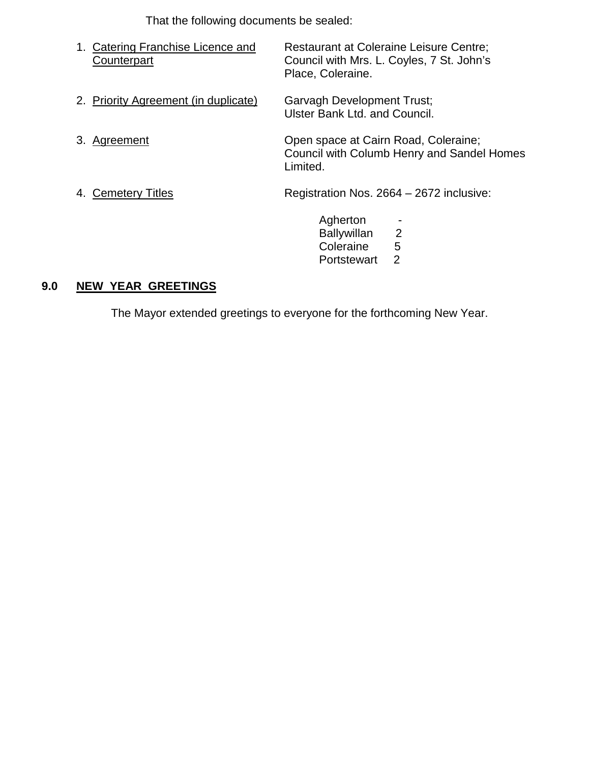That the following documents be sealed:

1. Catering Franchise Licence and Counterpart — Restaurant at Coleraine Leisure Centre; Council with Mrs. L. Coyles, 7 St. John's Place, Coleraine.

2. Priority Agreement (in duplicate) — Garvagh Development Trust; Ulster Bank Ltd. and Council.

3. Agreement — Open space at Cairn Road, Coleraine; Council with Columb Henry and Sandel Homes Limited.

4. Cemetery Titles — Registration Nos. 2664 – 2672 inclusive:

| | |
|---|---|
| Agherton | - |
| Ballywillan | 2 |
| Coleraine | 5 |
| Portstewart | 2 |

## 9.0 NEW YEAR GREETINGS

The Mayor extended greetings to everyone for the forthcoming New Year.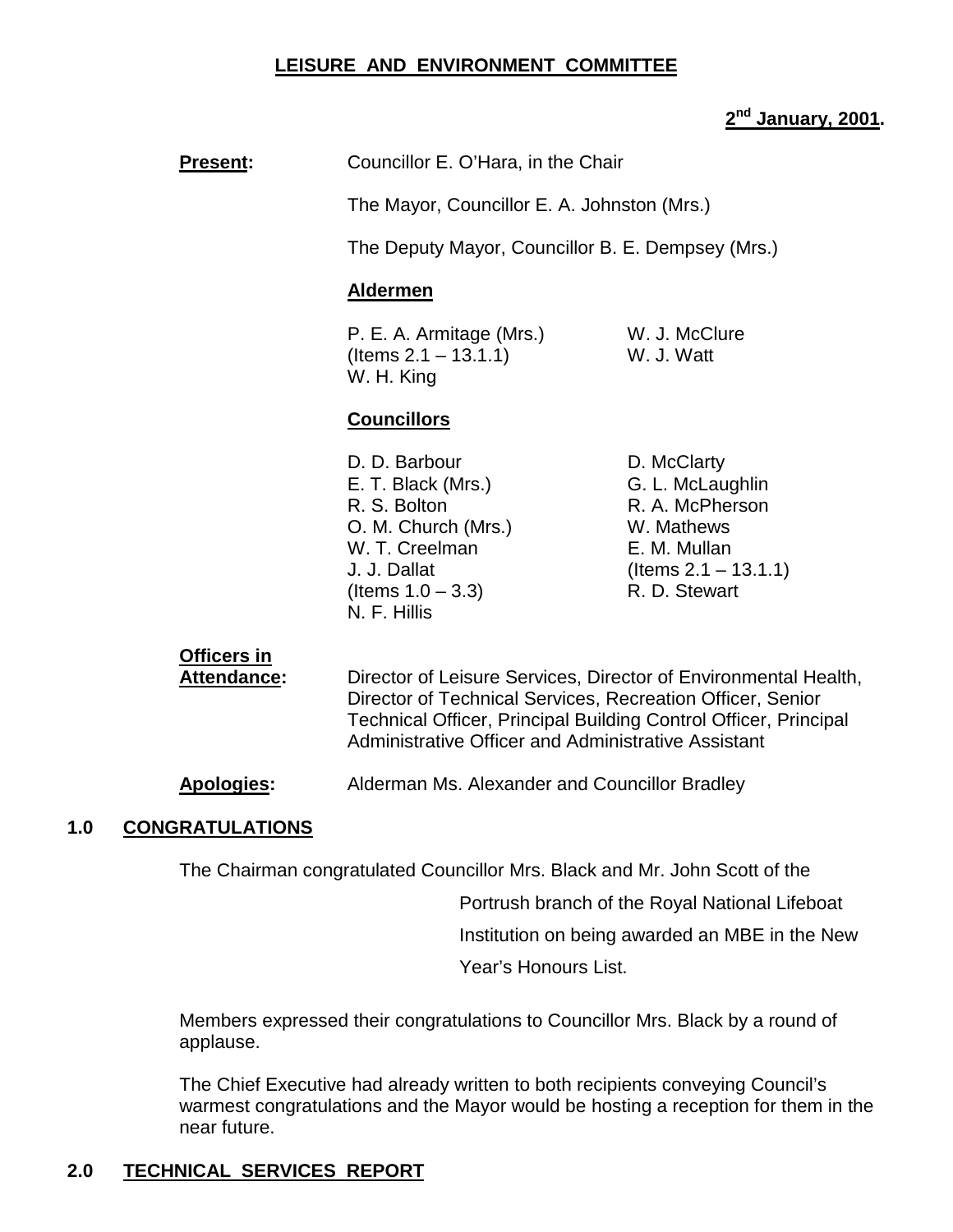## LEISURE AND ENVIRONMENT COMMITTEE

**2nd January, 2001.**

**Present:** Councillor E. O'Hara, in the Chair

The Mayor, Councillor E. A. Johnston (Mrs.)

The Deputy Mayor, Councillor B. E. Dempsey (Mrs.)

**Aldermen**

P. E. A. Armitage (Mrs.) (Items 2.1 – 13.1.1)
W. H. King
W. J. McClure
W. J. Watt

**Councillors**

D. D. Barbour
E. T. Black (Mrs.)
R. S. Bolton
O. M. Church (Mrs.)
W. T. Creelman
J. J. Dallat (Items 1.0 – 3.3)
N. F. Hillis
D. McClarty
G. L. McLaughlin
R. A. McPherson
W. Mathews
E. M. Mullan (Items 2.1 – 13.1.1)
R. D. Stewart

**Officers in Attendance:** Director of Leisure Services, Director of Environmental Health, Director of Technical Services, Recreation Officer, Senior Technical Officer, Principal Building Control Officer, Principal Administrative Officer and Administrative Assistant

**Apologies:** Alderman Ms. Alexander and Councillor Bradley

## 1.0 CONGRATULATIONS

The Chairman congratulated Councillor Mrs. Black and Mr. John Scott of the Portrush branch of the Royal National Lifeboat Institution on being awarded an MBE in the New Year's Honours List.

Members expressed their congratulations to Councillor Mrs. Black by a round of applause.

The Chief Executive had already written to both recipients conveying Council's warmest congratulations and the Mayor would be hosting a reception for them in the near future.

## 2.0 TECHNICAL SERVICES REPORT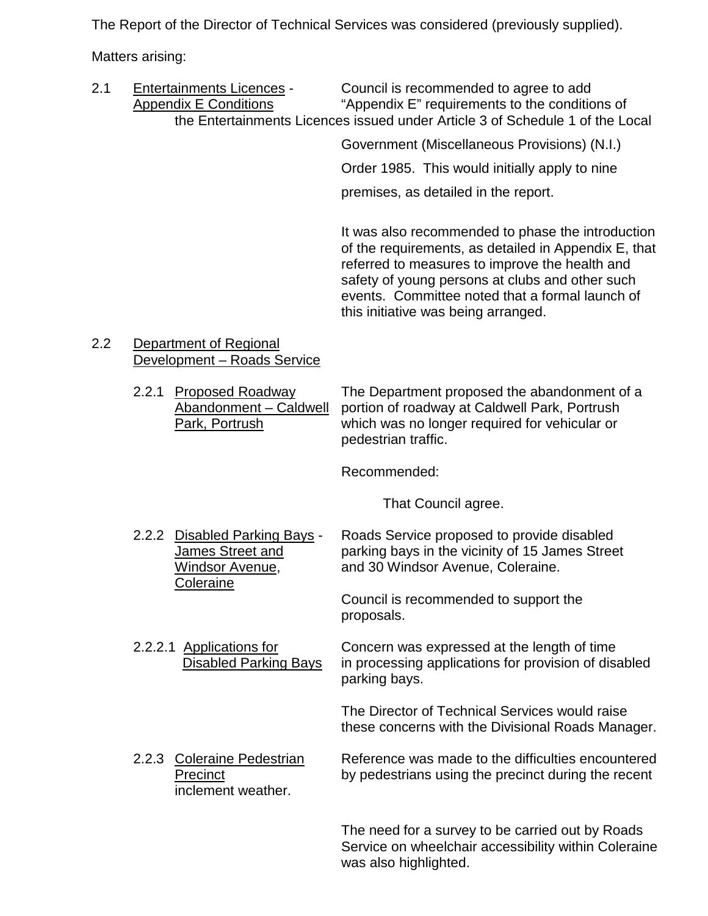The Report of the Director of Technical Services was considered (previously supplied).

Matters arising:

2.1 Entertainments Licences - Appendix E Conditions

Council is recommended to agree to add "Appendix E" requirements to the conditions of the Entertainments Licences issued under Article 3 of Schedule 1 of the Local Government (Miscellaneous Provisions) (N.I.) Order 1985. This would initially apply to nine premises, as detailed in the report.

It was also recommended to phase the introduction of the requirements, as detailed in Appendix E, that referred to measures to improve the health and safety of young persons at clubs and other such events. Committee noted that a formal launch of this initiative was being arranged.

2.2 Department of Regional Development – Roads Service

2.2.1 Proposed Roadway Abandonment – Caldwell Park, Portrush

The Department proposed the abandonment of a portion of roadway at Caldwell Park, Portrush which was no longer required for vehicular or pedestrian traffic.

Recommended:

That Council agree.

2.2.2 Disabled Parking Bays - James Street and Windsor Avenue, Coleraine

Roads Service proposed to provide disabled parking bays in the vicinity of 15 James Street and 30 Windsor Avenue, Coleraine.

Council is recommended to support the proposals.

2.2.2.1 Applications for Disabled Parking Bays

Concern was expressed at the length of time in processing applications for provision of disabled parking bays.

The Director of Technical Services would raise these concerns with the Divisional Roads Manager.

2.2.3 Coleraine Pedestrian Precinct

Reference was made to the difficulties encountered by pedestrians using the precinct during the recent inclement weather.

The need for a survey to be carried out by Roads Service on wheelchair accessibility within Coleraine was also highlighted.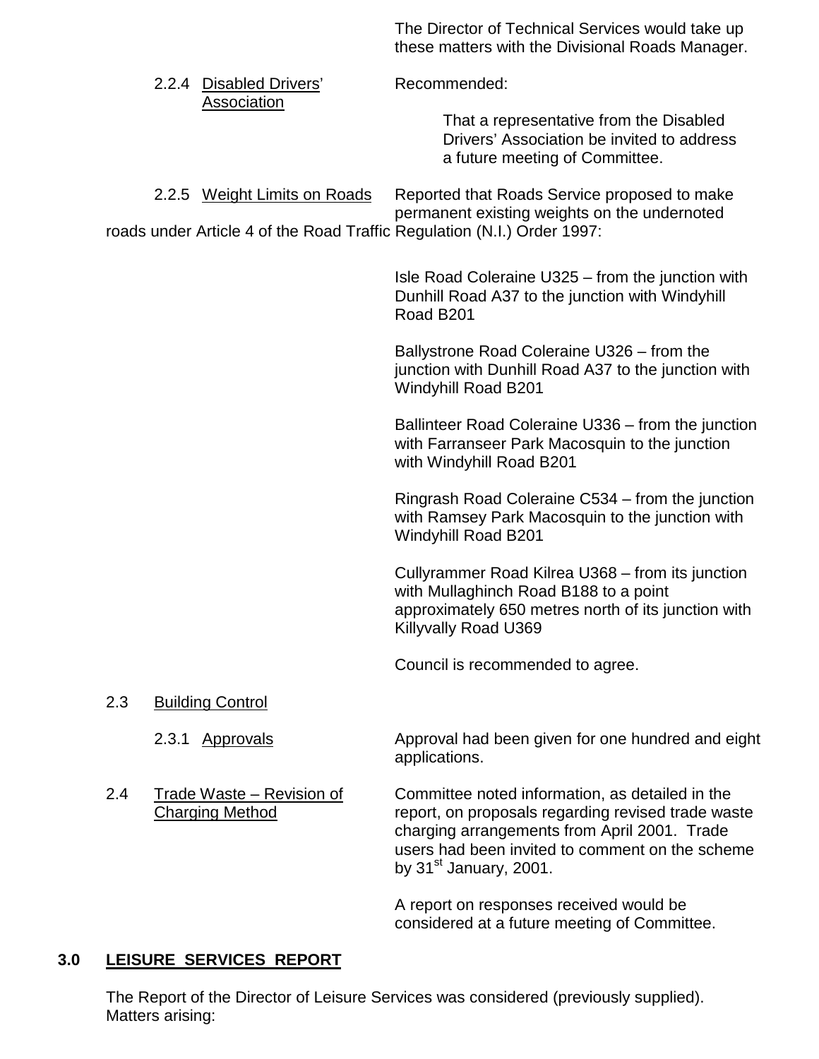The Director of Technical Services would take up these matters with the Divisional Roads Manager.

2.2.4 Disabled Drivers' Association

Recommended:

> That a representative from the Disabled Drivers' Association be invited to address a future meeting of Committee.

2.2.5 Weight Limits on Roads

Reported that Roads Service proposed to make permanent existing weights on the undernoted roads under Article 4 of the Road Traffic Regulation (N.I.) Order 1997:

Isle Road Coleraine U325 – from the junction with Dunhill Road A37 to the junction with Windyhill Road B201

Ballystrone Road Coleraine U326 – from the junction with Dunhill Road A37 to the junction with Windyhill Road B201

Ballinteer Road Coleraine U336 – from the junction with Farranseer Park Macosquin to the junction with Windyhill Road B201

Ringrash Road Coleraine C534 – from the junction with Ramsey Park Macosquin to the junction with Windyhill Road B201

Cullyrammer Road Kilrea U368 – from its junction with Mullaghinch Road B188 to a point approximately 650 metres north of its junction with Killyvally Road U369

Council is recommended to agree.

2.3 Building Control

2.3.1 Approvals

Approval had been given for one hundred and eight applications.

2.4 Trade Waste – Revision of Charging Method

Committee noted information, as detailed in the report, on proposals regarding revised trade waste charging arrangements from April 2001. Trade users had been invited to comment on the scheme by 31st January, 2001.

A report on responses received would be considered at a future meeting of Committee.

## 3.0 LEISURE SERVICES REPORT

The Report of the Director of Leisure Services was considered (previously supplied). Matters arising: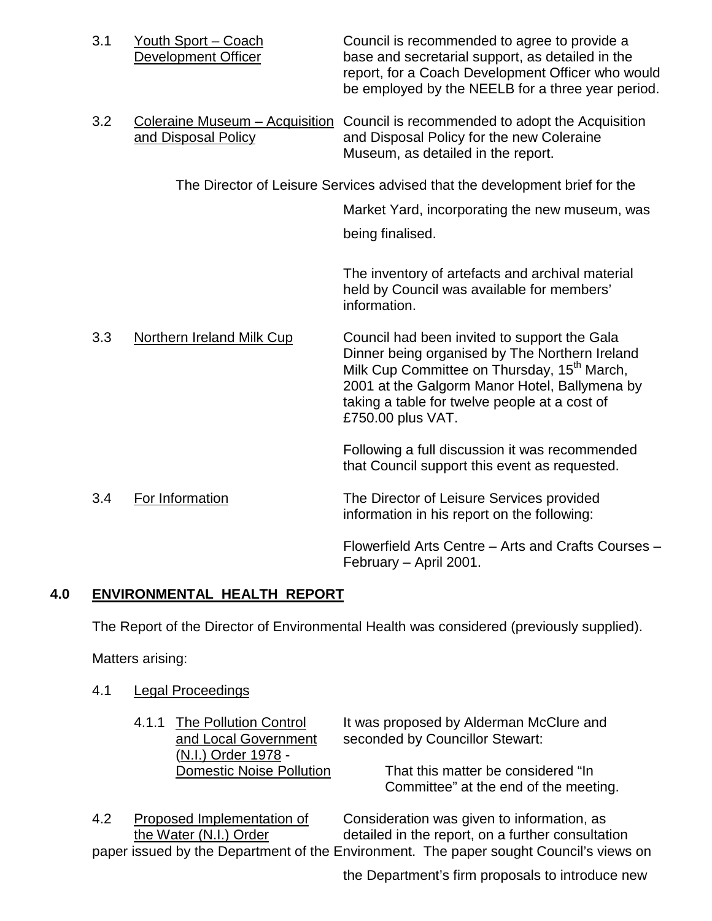3.1 Youth Sport – Coach Development Officer

Council is recommended to agree to provide a base and secretarial support, as detailed in the report, for a Coach Development Officer who would be employed by the NEELB for a three year period.

3.2 Coleraine Museum – Acquisition and Disposal Policy

Council is recommended to adopt the Acquisition and Disposal Policy for the new Coleraine Museum, as detailed in the report.

The Director of Leisure Services advised that the development brief for the Market Yard, incorporating the new museum, was being finalised.

The inventory of artefacts and archival material held by Council was available for members' information.

3.3 Northern Ireland Milk Cup

Council had been invited to support the Gala Dinner being organised by The Northern Ireland Milk Cup Committee on Thursday, 15th March, 2001 at the Galgorm Manor Hotel, Ballymena by taking a table for twelve people at a cost of £750.00 plus VAT.

Following a full discussion it was recommended that Council support this event as requested.

3.4 For Information

The Director of Leisure Services provided information in his report on the following:

Flowerfield Arts Centre – Arts and Crafts Courses – February – April 2001.

## 4.0 ENVIRONMENTAL HEALTH REPORT

The Report of the Director of Environmental Health was considered (previously supplied).

Matters arising:

4.1 Legal Proceedings

4.1.1 The Pollution Control and Local Government (N.I.) Order 1978 - Domestic Noise Pollution

It was proposed by Alderman McClure and seconded by Councillor Stewart:

That this matter be considered "In Committee" at the end of the meeting.

4.2 Proposed Implementation of the Water (N.I.) Order

Consideration was given to information, as detailed in the report, on a further consultation paper issued by the Department of the Environment. The paper sought Council's views on the Department's firm proposals to introduce new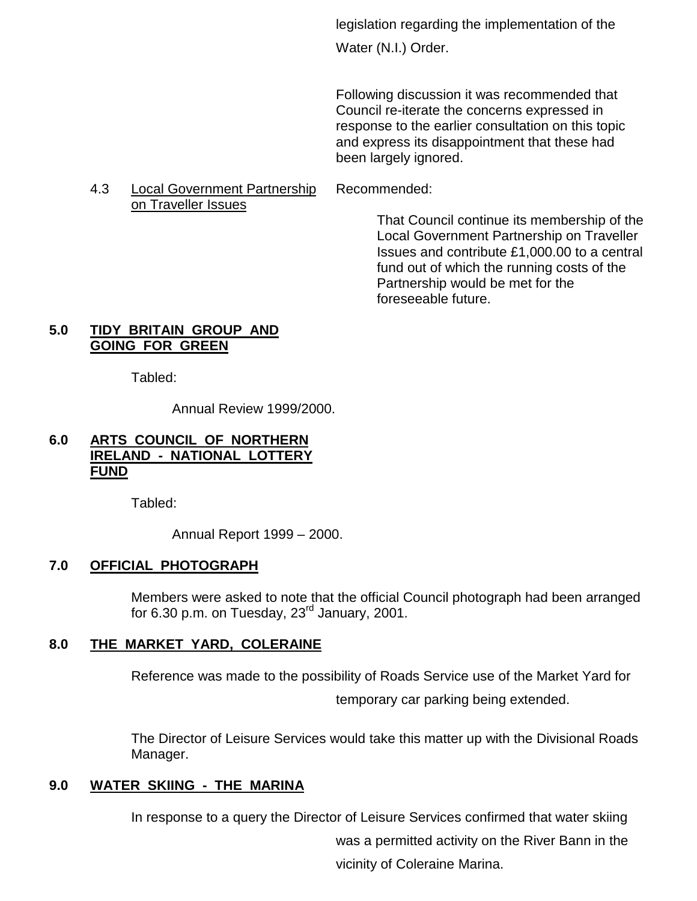legislation regarding the implementation of the Water (N.I.) Order.

Following discussion it was recommended that Council re-iterate the concerns expressed in response to the earlier consultation on this topic and express its disappointment that these had been largely ignored.

4.3 Local Government Partnership on Traveller Issues

Recommended:

That Council continue its membership of the Local Government Partnership on Traveller Issues and contribute £1,000.00 to a central fund out of which the running costs of the Partnership would be met for the foreseeable future.

## 5.0 TIDY BRITAIN GROUP AND GOING FOR GREEN

Tabled:

Annual Review 1999/2000.

## 6.0 ARTS COUNCIL OF NORTHERN IRELAND - NATIONAL LOTTERY FUND

Tabled:

Annual Report 1999 – 2000.

## 7.0 OFFICIAL PHOTOGRAPH

Members were asked to note that the official Council photograph had been arranged for 6.30 p.m. on Tuesday, 23rd January, 2001.

## 8.0 THE MARKET YARD, COLERAINE

Reference was made to the possibility of Roads Service use of the Market Yard for temporary car parking being extended.

The Director of Leisure Services would take this matter up with the Divisional Roads Manager.

## 9.0 WATER SKIING - THE MARINA

In response to a query the Director of Leisure Services confirmed that water skiing was a permitted activity on the River Bann in the vicinity of Coleraine Marina.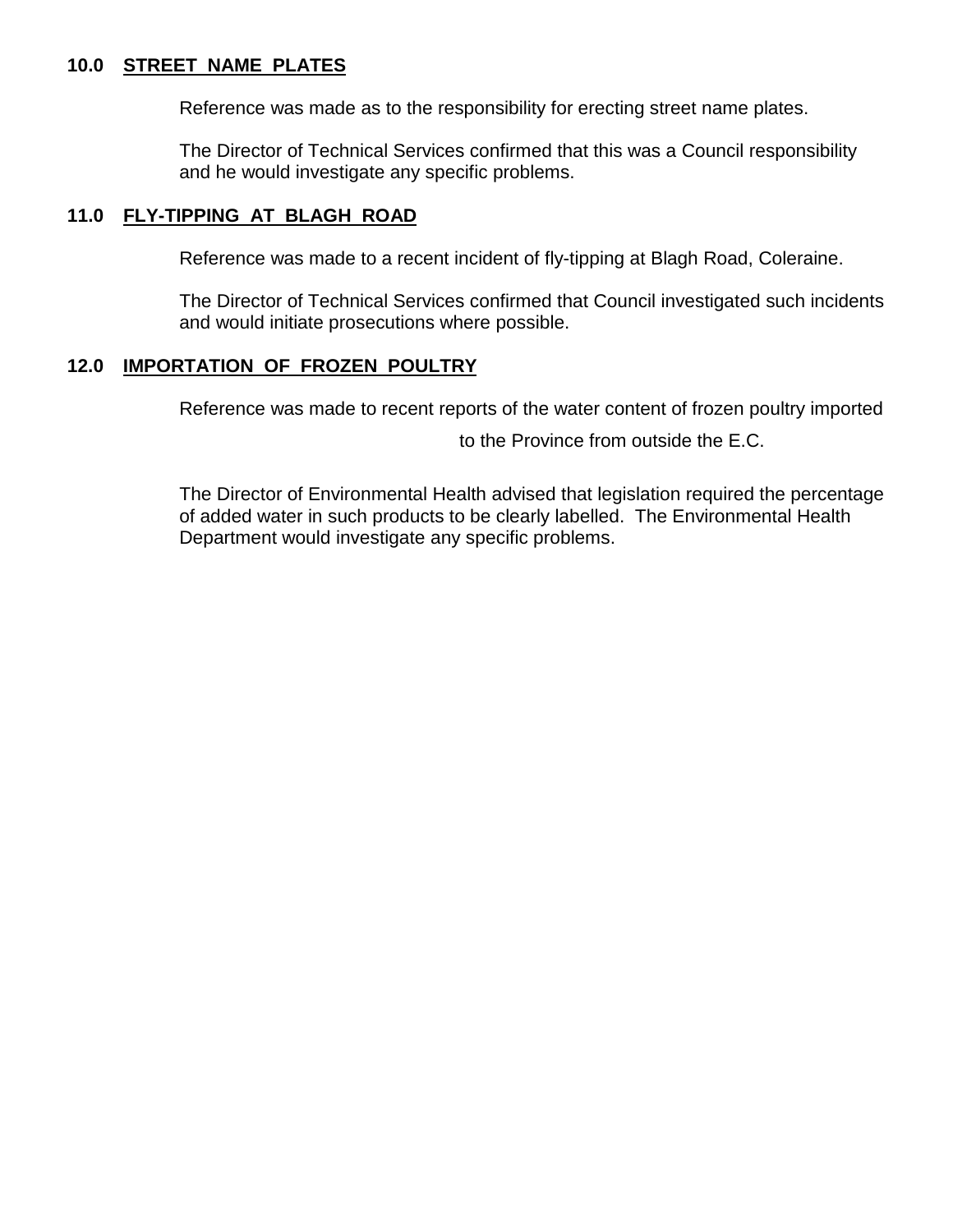**10.0 STREET NAME PLATES**

Reference was made as to the responsibility for erecting street name plates.

The Director of Technical Services confirmed that this was a Council responsibility and he would investigate any specific problems.

**11.0 FLY-TIPPING AT BLAGH ROAD**

Reference was made to a recent incident of fly-tipping at Blagh Road, Coleraine.

The Director of Technical Services confirmed that Council investigated such incidents and would initiate prosecutions where possible.

**12.0 IMPORTATION OF FROZEN POULTRY**

Reference was made to recent reports of the water content of frozen poultry imported to the Province from outside the E.C.

The Director of Environmental Health advised that legislation required the percentage of added water in such products to be clearly labelled. The Environmental Health Department would investigate any specific problems.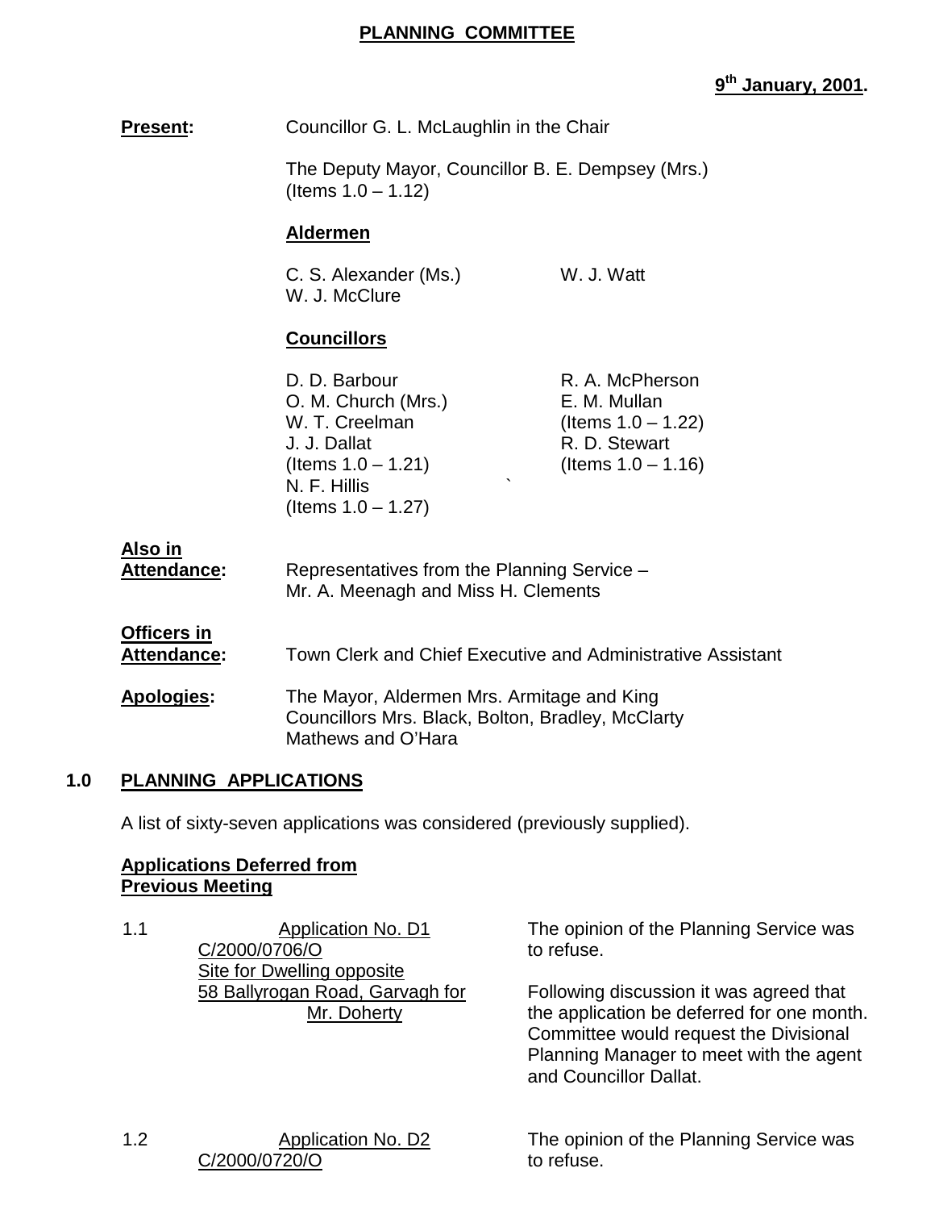**PLANNING COMMITTEE**

**9th January, 2001.**

**Present:** Councillor G. L. McLaughlin in the Chair

The Deputy Mayor, Councillor B. E. Dempsey (Mrs.) (Items 1.0 – 1.12)

**Aldermen**

C. S. Alexander (Ms.)
W. J. McClure
W. J. Watt

**Councillors**

D. D. Barbour
O. M. Church (Mrs.)
W. T. Creelman
J. J. Dallat (Items 1.0 – 1.21)
N. F. Hillis (Items 1.0 – 1.27)
R. A. McPherson
E. M. Mullan (Items 1.0 – 1.22)
R. D. Stewart (Items 1.0 – 1.16)

**Also in Attendance:** Representatives from the Planning Service – Mr. A. Meenagh and Miss H. Clements

**Officers in Attendance:** Town Clerk and Chief Executive and Administrative Assistant

**Apologies:** The Mayor, Aldermen Mrs. Armitage and King
Councillors Mrs. Black, Bolton, Bradley, McClarty
Mathews and O'Hara

## 1.0 PLANNING APPLICATIONS

A list of sixty-seven applications was considered (previously supplied).

**Applications Deferred from Previous Meeting**

1.1 Application No. D1
C/2000/0706/O
Site for Dwelling opposite 58 Ballyrogan Road, Garvagh for Mr. Doherty

The opinion of the Planning Service was to refuse.

Following discussion it was agreed that the application be deferred for one month. Committee would request the Divisional Planning Manager to meet with the agent and Councillor Dallat.

1.2 Application No. D2
C/2000/0720/O

The opinion of the Planning Service was to refuse.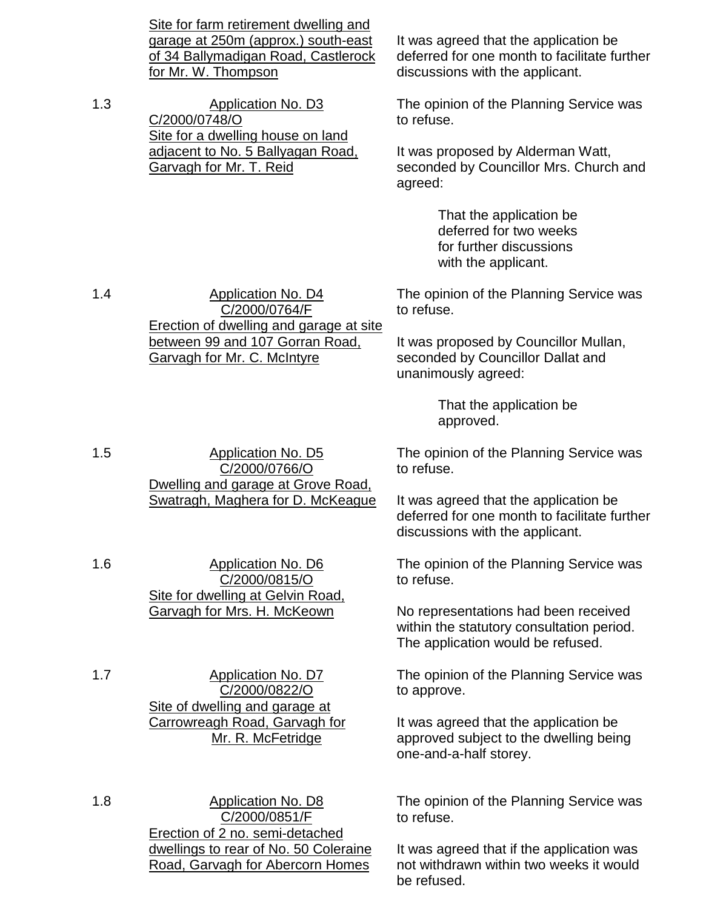| | | |
|---|---|---|
| | <u>Site for farm retirement dwelling and garage at 250m (approx.) south-east of 34 Ballymadigan Road, Castlerock for Mr. W. Thompson</u> | It was agreed that the application be deferred for one month to facilitate further discussions with the applicant. |
| 1.3 | <u>Application No. D3</u><br><u>C/2000/0748/O</u><br><u>Site for a dwelling house on land adjacent to No. 5 Ballyagan Road, Garvagh for Mr. T. Reid</u> | The opinion of the Planning Service was to refuse.<br><br>It was proposed by Alderman Watt, seconded by Councillor Mrs. Church and agreed:<br><br>That the application be deferred for two weeks for further discussions with the applicant. |
| 1.4 | <u>Application No. D4</u><br><u>C/2000/0764/F</u><br><u>Erection of dwelling and garage at site between 99 and 107 Gorran Road, Garvagh for Mr. C. McIntyre</u> | The opinion of the Planning Service was to refuse.<br><br>It was proposed by Councillor Mullan, seconded by Councillor Dallat and unanimously agreed:<br><br>That the application be approved. |
| 1.5 | <u>Application No. D5</u><br><u>C/2000/0766/O</u><br><u>Dwelling and garage at Grove Road, Swatragh, Maghera for D. McKeague</u> | The opinion of the Planning Service was to refuse.<br><br>It was agreed that the application be deferred for one month to facilitate further discussions with the applicant. |
| 1.6 | <u>Application No. D6</u><br><u>C/2000/0815/O</u><br><u>Site for dwelling at Gelvin Road, Garvagh for Mrs. H. McKeown</u> | The opinion of the Planning Service was to refuse.<br><br>No representations had been received within the statutory consultation period. The application would be refused. |
| 1.7 | <u>Application No. D7</u><br><u>C/2000/0822/O</u><br><u>Site of dwelling and garage at Carrowreagh Road, Garvagh for Mr. R. McFetridge</u> | The opinion of the Planning Service was to approve.<br><br>It was agreed that the application be approved subject to the dwelling being one-and-a-half storey. |
| 1.8 | <u>Application No. D8</u><br><u>C/2000/0851/F</u><br><u>Erection of 2 no. semi-detached dwellings to rear of No. 50 Coleraine Road, Garvagh for Abercorn Homes</u> | The opinion of the Planning Service was to refuse.<br><br>It was agreed that if the application was not withdrawn within two weeks it would be refused. |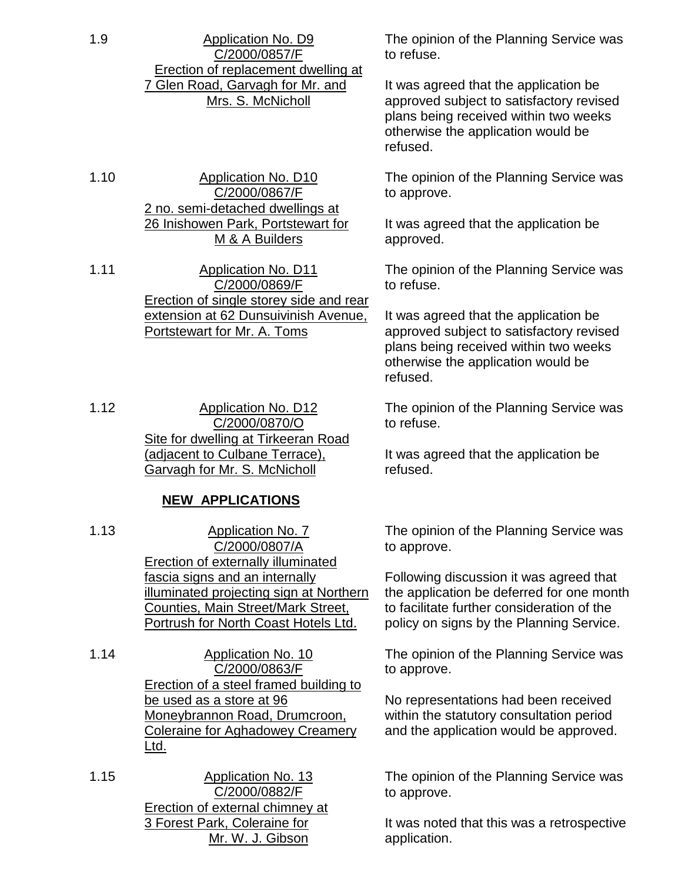1.9 **Application No. D9**
C/2000/0857/F
Erection of replacement dwelling at 7 Glen Road, Garvagh for Mr. and Mrs. S. McNicholl

The opinion of the Planning Service was to refuse.

It was agreed that the application be approved subject to satisfactory revised plans being received within two weeks otherwise the application would be refused.

1.10 **Application No. D10**
C/2000/0867/F
2 no. semi-detached dwellings at 26 Inishowen Park, Portstewart for M & A Builders

The opinion of the Planning Service was to approve.

It was agreed that the application be approved.

1.11 **Application No. D11**
C/2000/0869/F
Erection of single storey side and rear extension at 62 Dunsuivinish Avenue, Portstewart for Mr. A. Toms

The opinion of the Planning Service was to refuse.

It was agreed that the application be approved subject to satisfactory revised plans being received within two weeks otherwise the application would be refused.

1.12 **Application No. D12**
C/2000/0870/O
Site for dwelling at Tirkeeran Road (adjacent to Culbane Terrace), Garvagh for Mr. S. McNicholl

The opinion of the Planning Service was to refuse.

It was agreed that the application be refused.

## NEW APPLICATIONS

1.13 **Application No. 7**
C/2000/0807/A
Erection of externally illuminated fascia signs and an internally illuminated projecting sign at Northern Counties, Main Street/Mark Street, Portrush for North Coast Hotels Ltd.

The opinion of the Planning Service was to approve.

Following discussion it was agreed that the application be deferred for one month to facilitate further consideration of the policy on signs by the Planning Service.

1.14 **Application No. 10**
C/2000/0863/F
Erection of a steel framed building to be used as a store at 96 Moneybrannon Road, Drumcroon, Coleraine for Aghadowey Creamery Ltd.

The opinion of the Planning Service was to approve.

No representations had been received within the statutory consultation period and the application would be approved.

1.15 **Application No. 13**
C/2000/0882/F
Erection of external chimney at 3 Forest Park, Coleraine for Mr. W. J. Gibson

The opinion of the Planning Service was to approve.

It was noted that this was a retrospective application.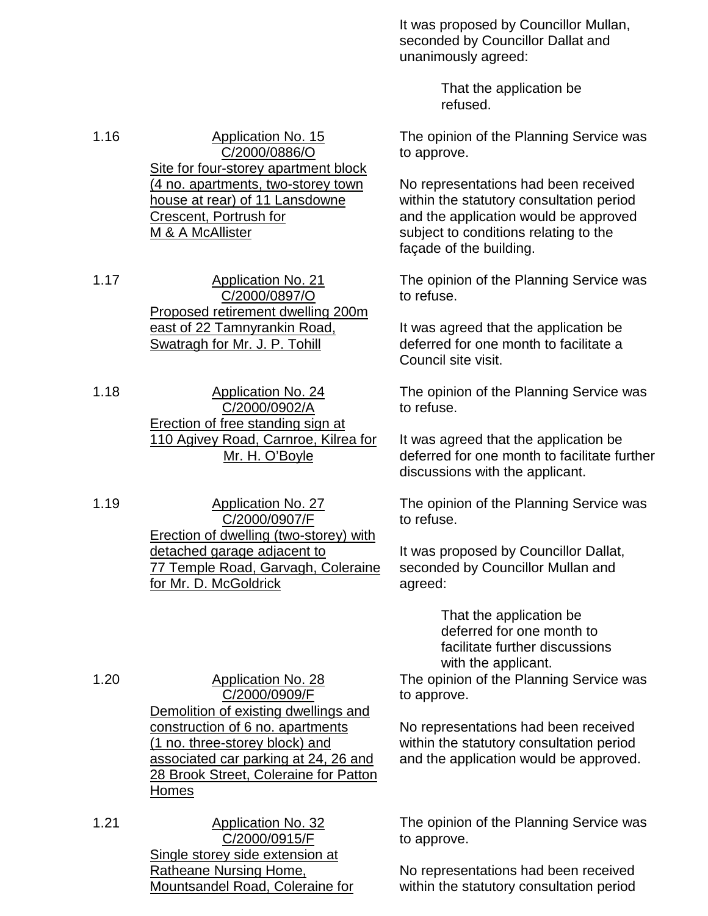It was proposed by Councillor Mullan, seconded by Councillor Dallat and unanimously agreed:

> That the application be refused.

1.16 Application No. 15
C/2000/0886/O
Site for four-storey apartment block (4 no. apartments, two-storey town house at rear) of 11 Lansdowne Crescent, Portrush for M & A McAllister

The opinion of the Planning Service was to approve.

No representations had been received within the statutory consultation period and the application would be approved subject to conditions relating to the façade of the building.

1.17 Application No. 21
C/2000/0897/O
Proposed retirement dwelling 200m east of 22 Tamnyrankin Road, Swatragh for Mr. J. P. Tohill

The opinion of the Planning Service was to refuse.

It was agreed that the application be deferred for one month to facilitate a Council site visit.

1.18 Application No. 24
C/2000/0902/A
Erection of free standing sign at 110 Agivey Road, Carnroe, Kilrea for Mr. H. O'Boyle

The opinion of the Planning Service was to refuse.

It was agreed that the application be deferred for one month to facilitate further discussions with the applicant.

1.19 Application No. 27
C/2000/0907/F
Erection of dwelling (two-storey) with detached garage adjacent to 77 Temple Road, Garvagh, Coleraine for Mr. D. McGoldrick

The opinion of the Planning Service was to refuse.

It was proposed by Councillor Dallat, seconded by Councillor Mullan and agreed:

> That the application be deferred for one month to facilitate further discussions with the applicant.

1.20 Application No. 28
C/2000/0909/F
Demolition of existing dwellings and construction of 6 no. apartments (1 no. three-storey block) and associated car parking at 24, 26 and 28 Brook Street, Coleraine for Patton Homes

The opinion of the Planning Service was to approve.

No representations had been received within the statutory consultation period and the application would be approved.

1.21 Application No. 32
C/2000/0915/F
Single storey side extension at Ratheane Nursing Home, Mountsandel Road, Coleraine for

The opinion of the Planning Service was to approve.

No representations had been received within the statutory consultation period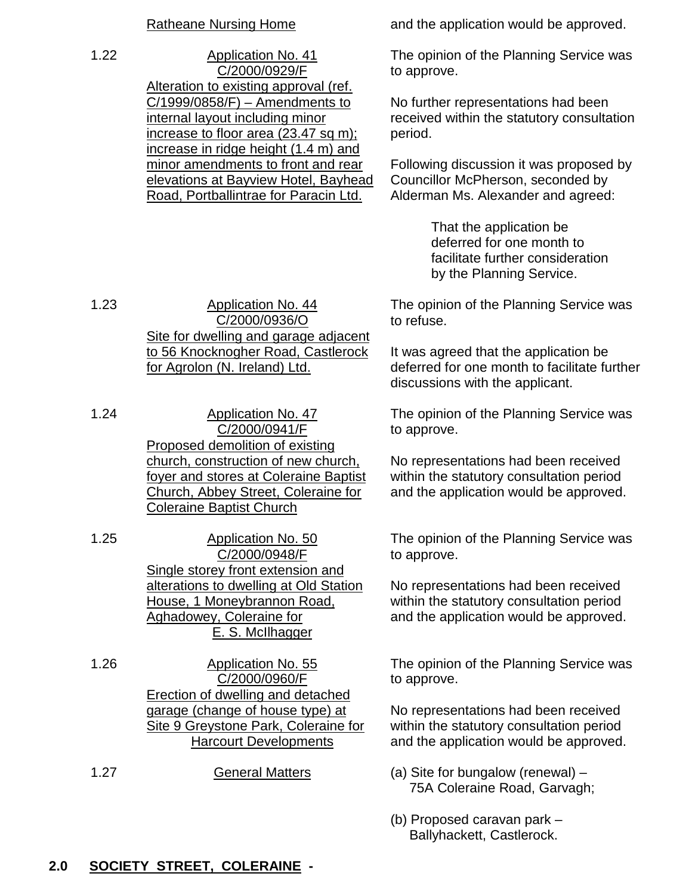| | Ratheane Nursing Home | and the application would be approved. |
|---|---|---|
| 1.22 | Application No. 41<br>C/2000/0929/F<br>Alteration to existing approval (ref. C/1999/0858/F) – Amendments to internal layout including minor increase to floor area (23.47 sq m); increase in ridge height (1.4 m) and minor amendments to front and rear elevations at Bayview Hotel, Bayhead Road, Portballintrae for Paracin Ltd. | The opinion of the Planning Service was to approve.<br><br>No further representations had been received within the statutory consultation period.<br><br>Following discussion it was proposed by Councillor McPherson, seconded by Alderman Ms. Alexander and agreed:<br><br>That the application be deferred for one month to facilitate further consideration by the Planning Service. |
| 1.23 | Application No. 44<br>C/2000/0936/O<br>Site for dwelling and garage adjacent to 56 Knocknogher Road, Castlerock for Agrolon (N. Ireland) Ltd. | The opinion of the Planning Service was to refuse.<br><br>It was agreed that the application be deferred for one month to facilitate further discussions with the applicant. |
| 1.24 | Application No. 47<br>C/2000/0941/F<br>Proposed demolition of existing church, construction of new church, foyer and stores at Coleraine Baptist Church, Abbey Street, Coleraine for Coleraine Baptist Church | The opinion of the Planning Service was to approve.<br><br>No representations had been received within the statutory consultation period and the application would be approved. |
| 1.25 | Application No. 50<br>C/2000/0948/F<br>Single storey front extension and alterations to dwelling at Old Station House, 1 Moneybrannon Road, Aghadowey, Coleraine for E. S. McIlhagger | The opinion of the Planning Service was to approve.<br><br>No representations had been received within the statutory consultation period and the application would be approved. |
| 1.26 | Application No. 55<br>C/2000/0960/F<br>Erection of dwelling and detached garage (change of house type) at Site 9 Greystone Park, Coleraine for Harcourt Developments | The opinion of the Planning Service was to approve.<br><br>No representations had been received within the statutory consultation period and the application would be approved. |
| 1.27 | General Matters | (a) Site for bungalow (renewal) – 75A Coleraine Road, Garvagh;<br><br>(b) Proposed caravan park – Ballyhackett, Castlerock. |

**2.0 SOCIETY STREET, COLERAINE -**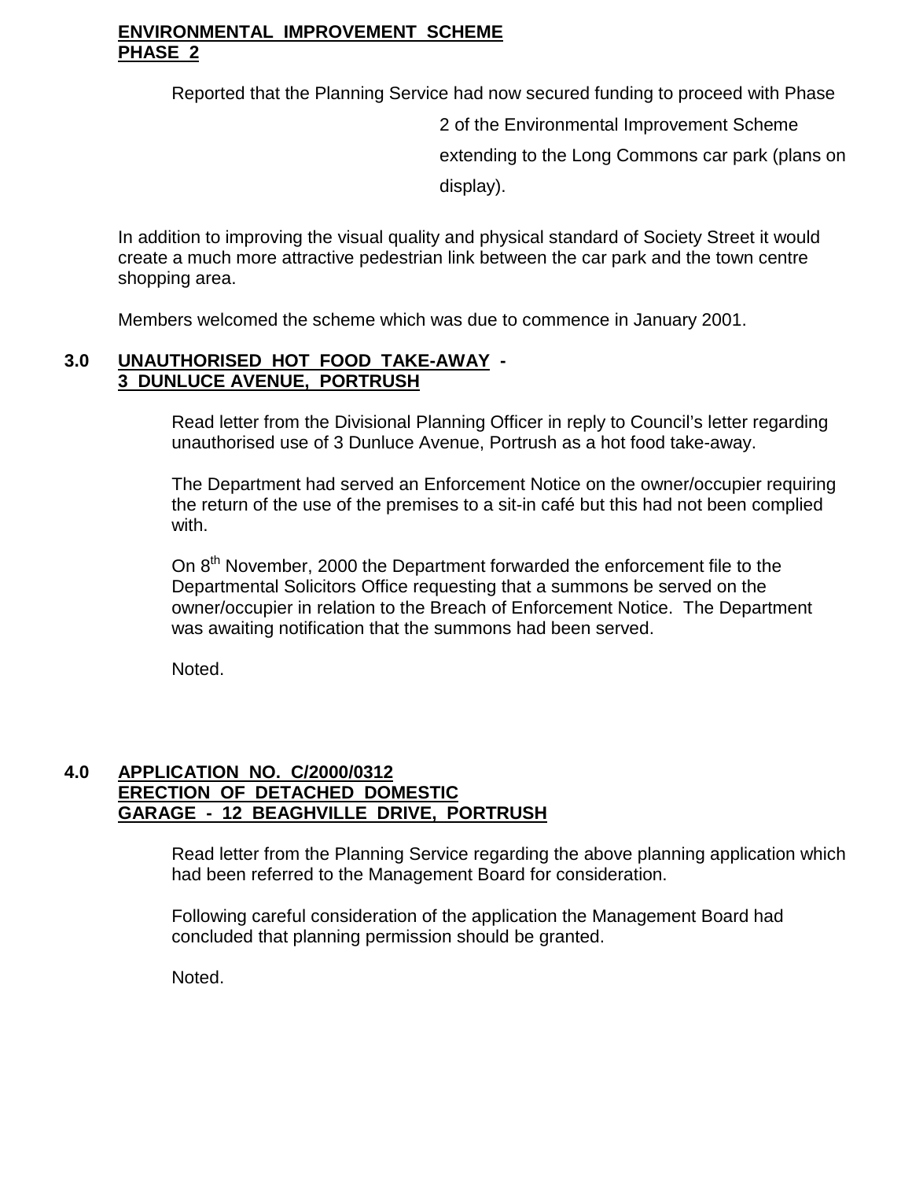**ENVIRONMENTAL IMPROVEMENT SCHEME PHASE 2**

Reported that the Planning Service had now secured funding to proceed with Phase 2 of the Environmental Improvement Scheme extending to the Long Commons car park (plans on display).

In addition to improving the visual quality and physical standard of Society Street it would create a much more attractive pedestrian link between the car park and the town centre shopping area.

Members welcomed the scheme which was due to commence in January 2001.

## 3.0 UNAUTHORISED HOT FOOD TAKE-AWAY - 3 DUNLUCE AVENUE, PORTRUSH

Read letter from the Divisional Planning Officer in reply to Council's letter regarding unauthorised use of 3 Dunluce Avenue, Portrush as a hot food take-away.

The Department had served an Enforcement Notice on the owner/occupier requiring the return of the use of the premises to a sit-in café but this had not been complied with.

On 8th November, 2000 the Department forwarded the enforcement file to the Departmental Solicitors Office requesting that a summons be served on the owner/occupier in relation to the Breach of Enforcement Notice. The Department was awaiting notification that the summons had been served.

Noted.

## 4.0 APPLICATION NO. C/2000/0312 ERECTION OF DETACHED DOMESTIC GARAGE - 12 BEAGHVILLE DRIVE, PORTRUSH

Read letter from the Planning Service regarding the above planning application which had been referred to the Management Board for consideration.

Following careful consideration of the application the Management Board had concluded that planning permission should be granted.

Noted.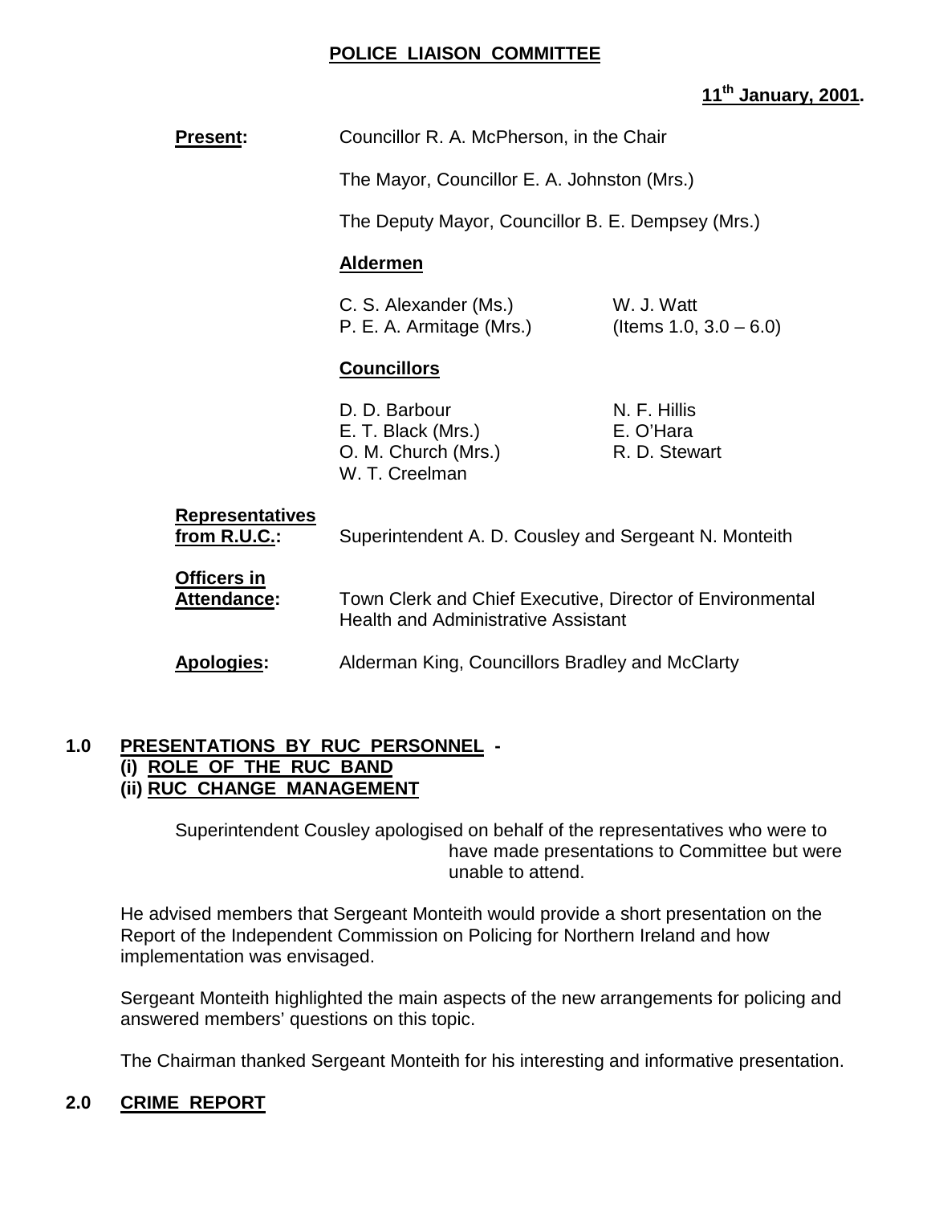# POLICE LIAISON COMMITTEE

**11th January, 2001.**

**Present:** Councillor R. A. McPherson, in the Chair

The Mayor, Councillor E. A. Johnston (Mrs.)

The Deputy Mayor, Councillor B. E. Dempsey (Mrs.)

**Aldermen**

C. S. Alexander (Ms.)
P. E. A. Armitage (Mrs.)
W. J. Watt (Items 1.0, 3.0 – 6.0)

**Councillors**

D. D. Barbour
E. T. Black (Mrs.)
O. M. Church (Mrs.)
W. T. Creelman
N. F. Hillis
E. O'Hara
R. D. Stewart

**Representatives from R.U.C.:** Superintendent A. D. Cousley and Sergeant N. Monteith

**Officers in Attendance:** Town Clerk and Chief Executive, Director of Environmental Health and Administrative Assistant

**Apologies:** Alderman King, Councillors Bradley and McClarty

## 1.0 PRESENTATIONS BY RUC PERSONNEL - (i) ROLE OF THE RUC BAND (ii) RUC CHANGE MANAGEMENT

Superintendent Cousley apologised on behalf of the representatives who were to have made presentations to Committee but were unable to attend.

He advised members that Sergeant Monteith would provide a short presentation on the Report of the Independent Commission on Policing for Northern Ireland and how implementation was envisaged.

Sergeant Monteith highlighted the main aspects of the new arrangements for policing and answered members' questions on this topic.

The Chairman thanked Sergeant Monteith for his interesting and informative presentation.

## 2.0 CRIME REPORT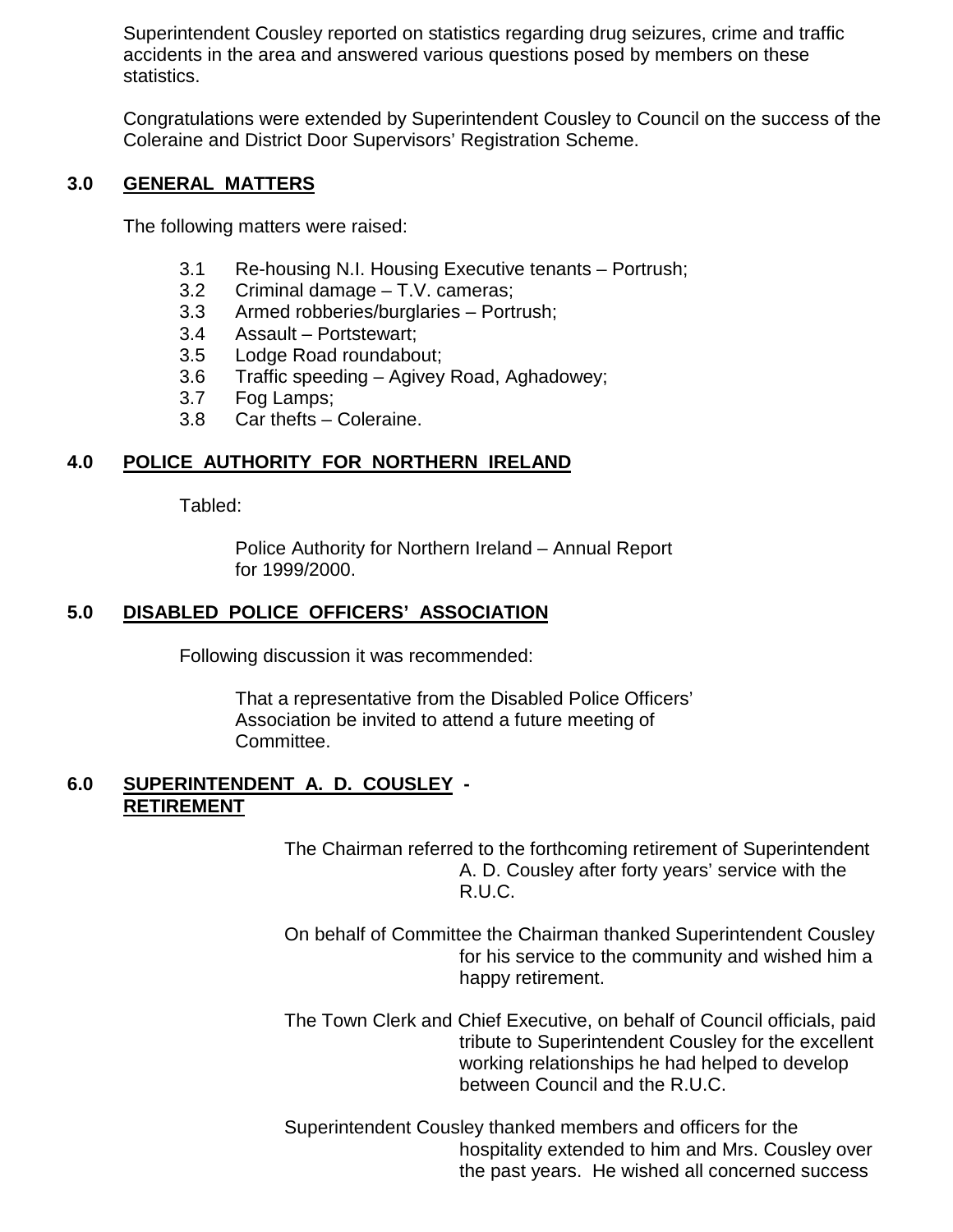Superintendent Cousley reported on statistics regarding drug seizures, crime and traffic accidents in the area and answered various questions posed by members on these statistics.

Congratulations were extended by Superintendent Cousley to Council on the success of the Coleraine and District Door Supervisors' Registration Scheme.

## 3.0 GENERAL MATTERS

The following matters were raised:

- 3.1 Re-housing N.I. Housing Executive tenants – Portrush;
- 3.2 Criminal damage – T.V. cameras;
- 3.3 Armed robberies/burglaries – Portrush;
- 3.4 Assault – Portstewart;
- 3.5 Lodge Road roundabout;
- 3.6 Traffic speeding – Agivey Road, Aghadowey;
- 3.7 Fog Lamps;
- 3.8 Car thefts – Coleraine.

## 4.0 POLICE AUTHORITY FOR NORTHERN IRELAND

Tabled:

Police Authority for Northern Ireland – Annual Report for 1999/2000.

## 5.0 DISABLED POLICE OFFICERS' ASSOCIATION

Following discussion it was recommended:

That a representative from the Disabled Police Officers' Association be invited to attend a future meeting of Committee.

## 6.0 SUPERINTENDENT A. D. COUSLEY - RETIREMENT

The Chairman referred to the forthcoming retirement of Superintendent A. D. Cousley after forty years' service with the R.U.C.

On behalf of Committee the Chairman thanked Superintendent Cousley for his service to the community and wished him a happy retirement.

The Town Clerk and Chief Executive, on behalf of Council officials, paid tribute to Superintendent Cousley for the excellent working relationships he had helped to develop between Council and the R.U.C.

Superintendent Cousley thanked members and officers for the hospitality extended to him and Mrs. Cousley over the past years. He wished all concerned success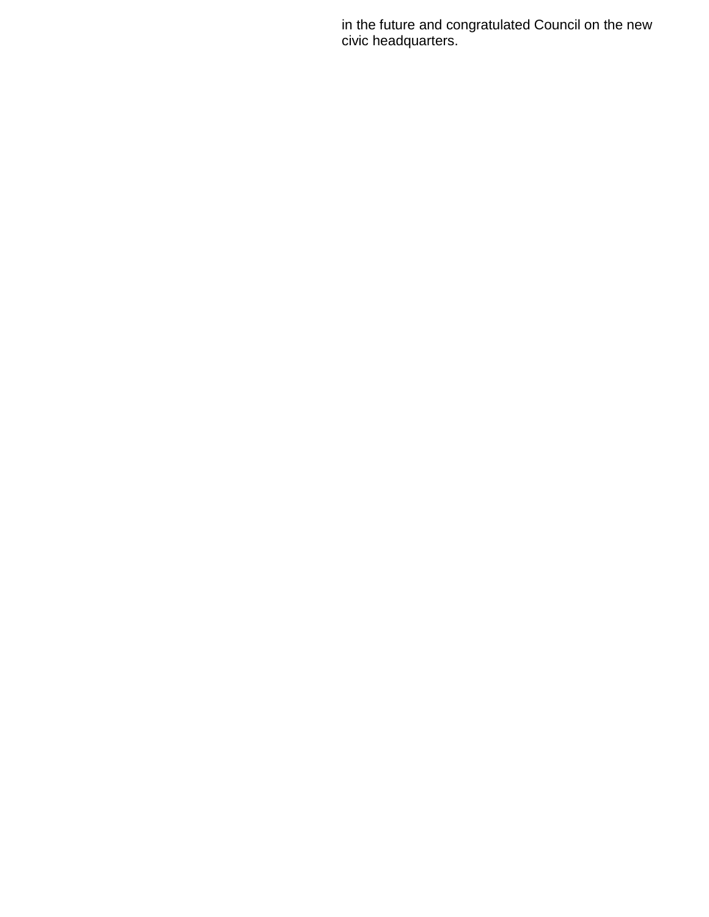in the future and congratulated Council on the new civic headquarters.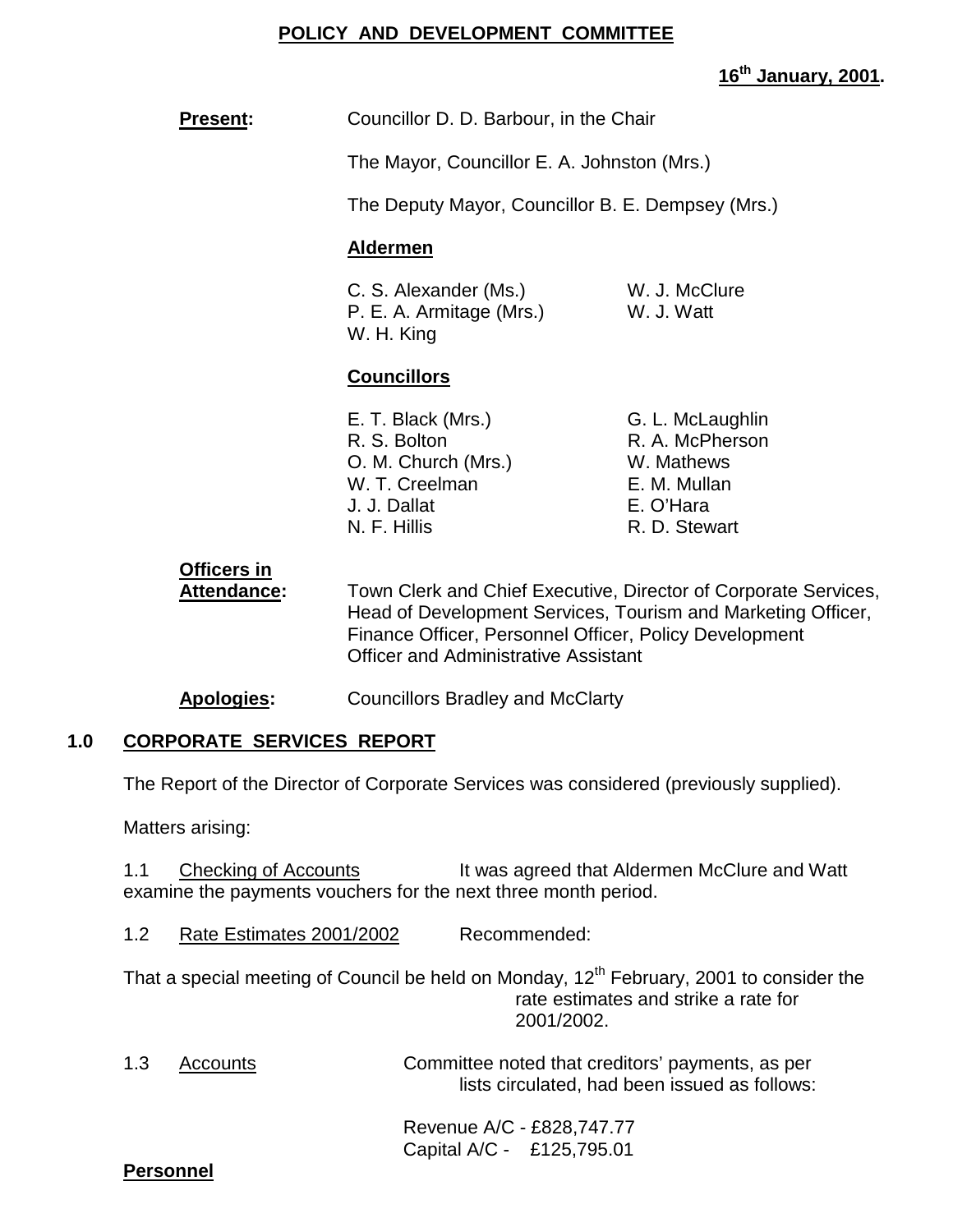## POLICY AND DEVELOPMENT COMMITTEE

**16th January, 2001.**

**Present:** Councillor D. D. Barbour, in the Chair

The Mayor, Councillor E. A. Johnston (Mrs.)

The Deputy Mayor, Councillor B. E. Dempsey (Mrs.)

**Aldermen**

C. S. Alexander (Ms.)
P. E. A. Armitage (Mrs.)
W. H. King
W. J. McClure
W. J. Watt

**Councillors**

E. T. Black (Mrs.)
R. S. Bolton
O. M. Church (Mrs.)
W. T. Creelman
J. J. Dallat
N. F. Hillis
G. L. McLaughlin
R. A. McPherson
W. Mathews
E. M. Mullan
E. O'Hara
R. D. Stewart

**Officers in Attendance:** Town Clerk and Chief Executive, Director of Corporate Services, Head of Development Services, Tourism and Marketing Officer, Finance Officer, Personnel Officer, Policy Development Officer and Administrative Assistant

**Apologies:** Councillors Bradley and McClarty

### 1.0 CORPORATE SERVICES REPORT

The Report of the Director of Corporate Services was considered (previously supplied).

Matters arising:

1.1 Checking of Accounts — It was agreed that Aldermen McClure and Watt examine the payments vouchers for the next three month period.

1.2 Rate Estimates 2001/2002 — Recommended:

That a special meeting of Council be held on Monday, 12th February, 2001 to consider the rate estimates and strike a rate for 2001/2002.

1.3 Accounts — Committee noted that creditors' payments, as per lists circulated, had been issued as follows:

Revenue A/C - £828,747.77
Capital A/C - £125,795.01

**Personnel**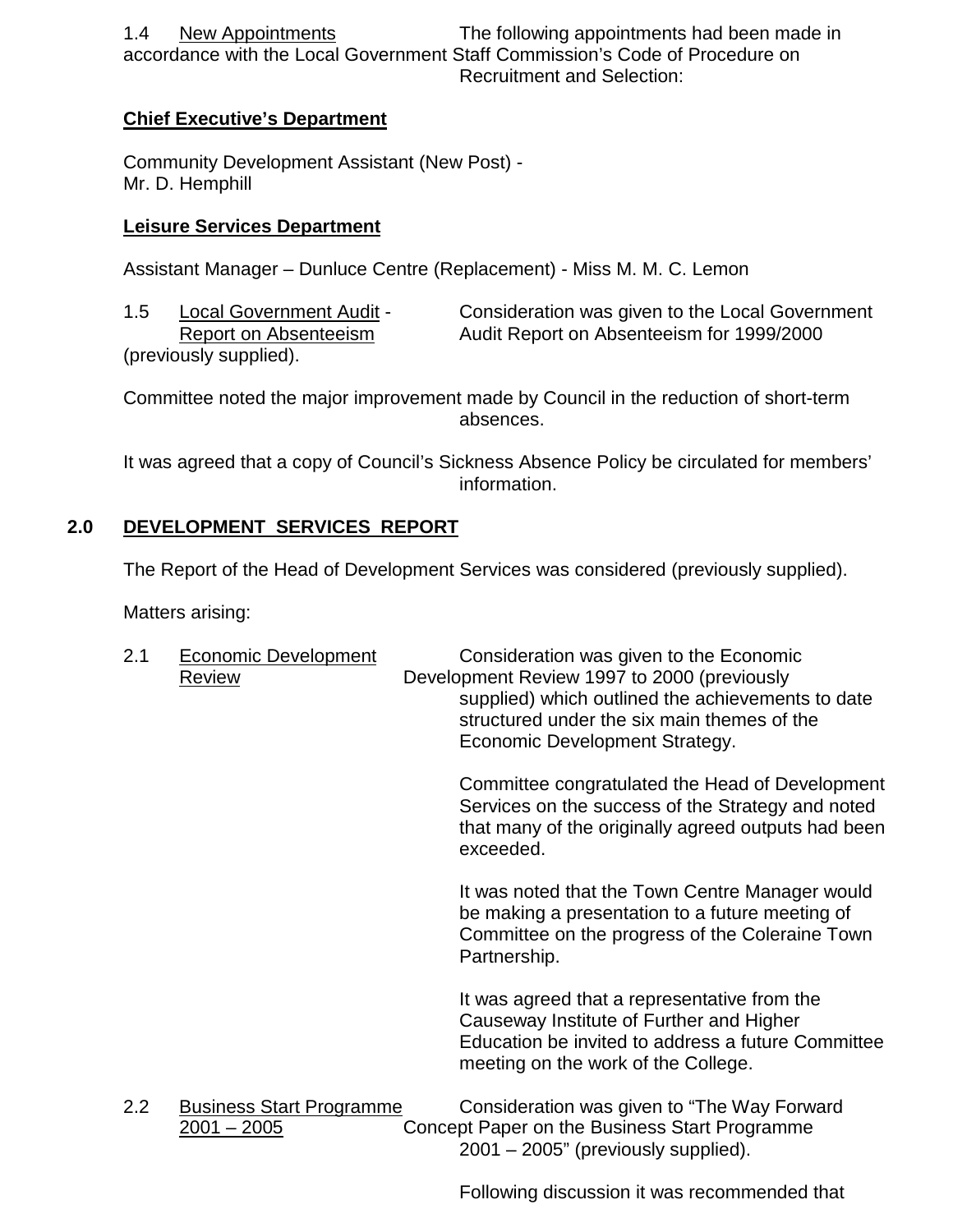1.4 New Appointments The following appointments had been made in accordance with the Local Government Staff Commission's Code of Procedure on Recruitment and Selection:

**Chief Executive's Department**

Community Development Assistant (New Post) - Mr. D. Hemphill

**Leisure Services Department**

Assistant Manager – Dunluce Centre (Replacement) - Miss M. M. C. Lemon

1.5 Local Government Audit - Report on Absenteeism Consideration was given to the Local Government Audit Report on Absenteeism for 1999/2000 (previously supplied).

Committee noted the major improvement made by Council in the reduction of short-term absences.

It was agreed that a copy of Council's Sickness Absence Policy be circulated for members' information.

## 2.0 DEVELOPMENT SERVICES REPORT

The Report of the Head of Development Services was considered (previously supplied).

Matters arising:

2.1 Economic Development Review Consideration was given to the Economic Development Review 1997 to 2000 (previously supplied) which outlined the achievements to date structured under the six main themes of the Economic Development Strategy.

Committee congratulated the Head of Development Services on the success of the Strategy and noted that many of the originally agreed outputs had been exceeded.

It was noted that the Town Centre Manager would be making a presentation to a future meeting of Committee on the progress of the Coleraine Town Partnership.

It was agreed that a representative from the Causeway Institute of Further and Higher Education be invited to address a future Committee meeting on the work of the College.

2.2 Business Start Programme 2001 – 2005 Consideration was given to "The Way Forward Concept Paper on the Business Start Programme 2001 – 2005" (previously supplied).

Following discussion it was recommended that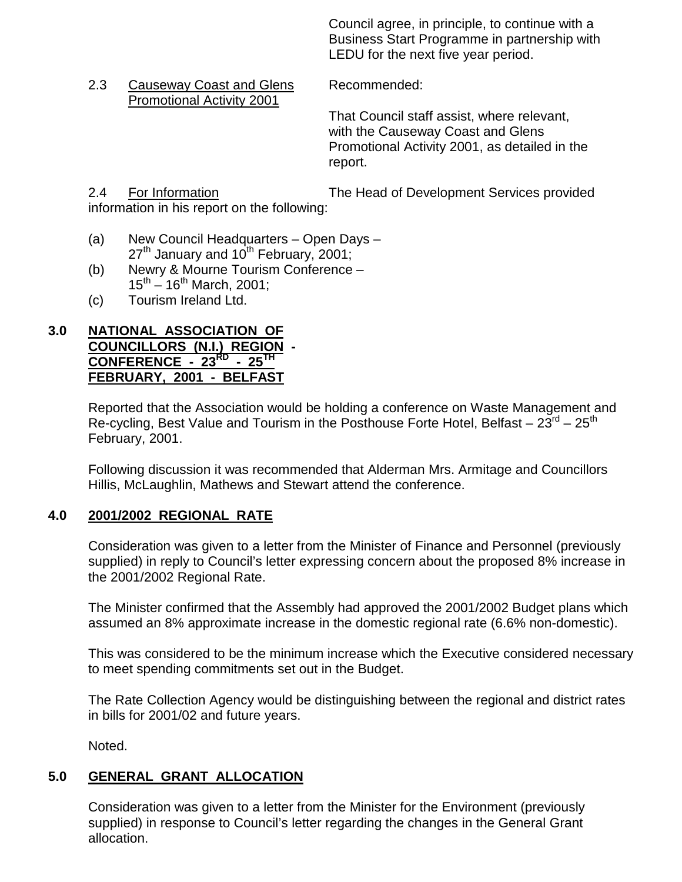Council agree, in principle, to continue with a Business Start Programme in partnership with LEDU for the next five year period.

2.3 Causeway Coast and Glens Promotional Activity 2001

Recommended:

That Council staff assist, where relevant, with the Causeway Coast and Glens Promotional Activity 2001, as detailed in the report.

2.4 For Information The Head of Development Services provided information in his report on the following:

(a) New Council Headquarters – Open Days – 27th January and 10th February, 2001;
(b) Newry & Mourne Tourism Conference – 15th – 16th March, 2001;
(c) Tourism Ireland Ltd.

**3.0 NATIONAL ASSOCIATION OF COUNCILLORS (N.I.) REGION - CONFERENCE - 23RD - 25TH FEBRUARY, 2001 - BELFAST**

Reported that the Association would be holding a conference on Waste Management and Re-cycling, Best Value and Tourism in the Posthouse Forte Hotel, Belfast – 23rd – 25th February, 2001.

Following discussion it was recommended that Alderman Mrs. Armitage and Councillors Hillis, McLaughlin, Mathews and Stewart attend the conference.

**4.0 2001/2002 REGIONAL RATE**

Consideration was given to a letter from the Minister of Finance and Personnel (previously supplied) in reply to Council's letter expressing concern about the proposed 8% increase in the 2001/2002 Regional Rate.

The Minister confirmed that the Assembly had approved the 2001/2002 Budget plans which assumed an 8% approximate increase in the domestic regional rate (6.6% non-domestic).

This was considered to be the minimum increase which the Executive considered necessary to meet spending commitments set out in the Budget.

The Rate Collection Agency would be distinguishing between the regional and district rates in bills for 2001/02 and future years.

Noted.

**5.0 GENERAL GRANT ALLOCATION**

Consideration was given to a letter from the Minister for the Environment (previously supplied) in response to Council's letter regarding the changes in the General Grant allocation.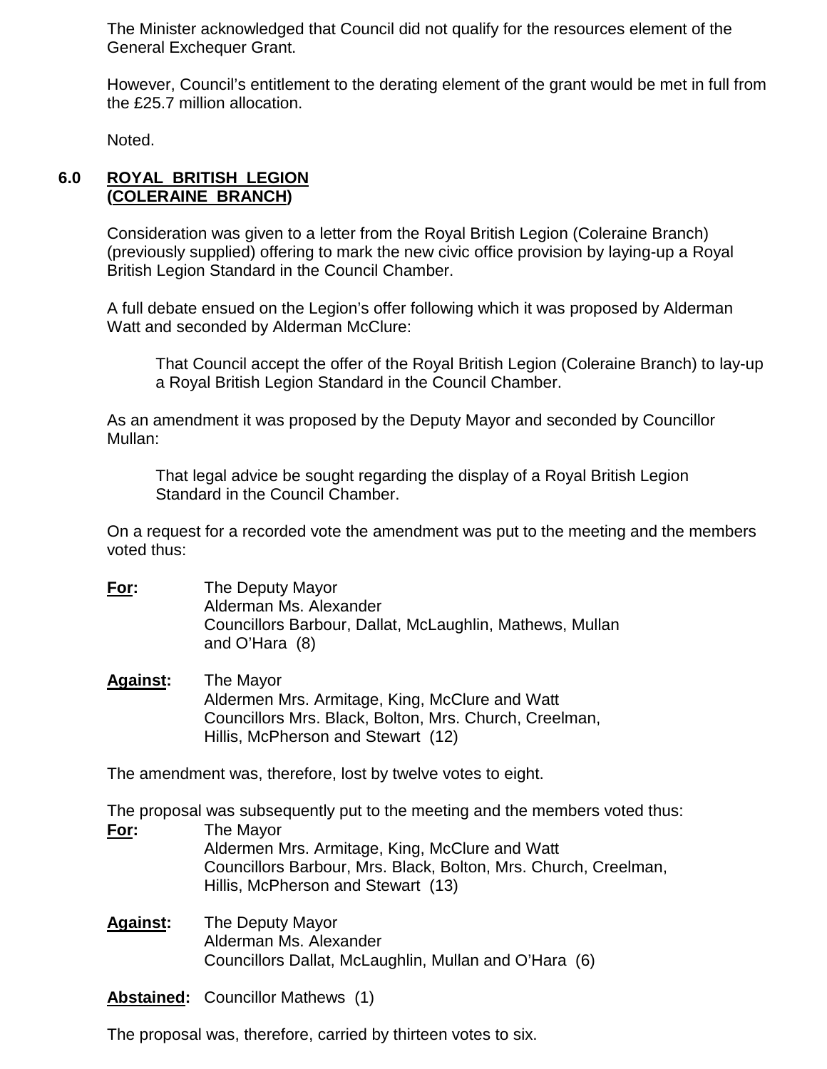The Minister acknowledged that Council did not qualify for the resources element of the General Exchequer Grant.

However, Council's entitlement to the derating element of the grant would be met in full from the £25.7 million allocation.

Noted.

## 6.0 ROYAL BRITISH LEGION (COLERAINE BRANCH)

Consideration was given to a letter from the Royal British Legion (Coleraine Branch) (previously supplied) offering to mark the new civic office provision by laying-up a Royal British Legion Standard in the Council Chamber.

A full debate ensued on the Legion's offer following which it was proposed by Alderman Watt and seconded by Alderman McClure:

> That Council accept the offer of the Royal British Legion (Coleraine Branch) to lay-up a Royal British Legion Standard in the Council Chamber.

As an amendment it was proposed by the Deputy Mayor and seconded by Councillor Mullan:

> That legal advice be sought regarding the display of a Royal British Legion Standard in the Council Chamber.

On a request for a recorded vote the amendment was put to the meeting and the members voted thus:

**For:** The Deputy Mayor
Alderman Ms. Alexander
Councillors Barbour, Dallat, McLaughlin, Mathews, Mullan and O'Hara (8)

**Against:** The Mayor
Aldermen Mrs. Armitage, King, McClure and Watt
Councillors Mrs. Black, Bolton, Mrs. Church, Creelman, Hillis, McPherson and Stewart (12)

The amendment was, therefore, lost by twelve votes to eight.

The proposal was subsequently put to the meeting and the members voted thus:

**For:** The Mayor
Aldermen Mrs. Armitage, King, McClure and Watt
Councillors Barbour, Mrs. Black, Bolton, Mrs. Church, Creelman, Hillis, McPherson and Stewart (13)

**Against:** The Deputy Mayor
Alderman Ms. Alexander
Councillors Dallat, McLaughlin, Mullan and O'Hara (6)

**Abstained:** Councillor Mathews (1)

The proposal was, therefore, carried by thirteen votes to six.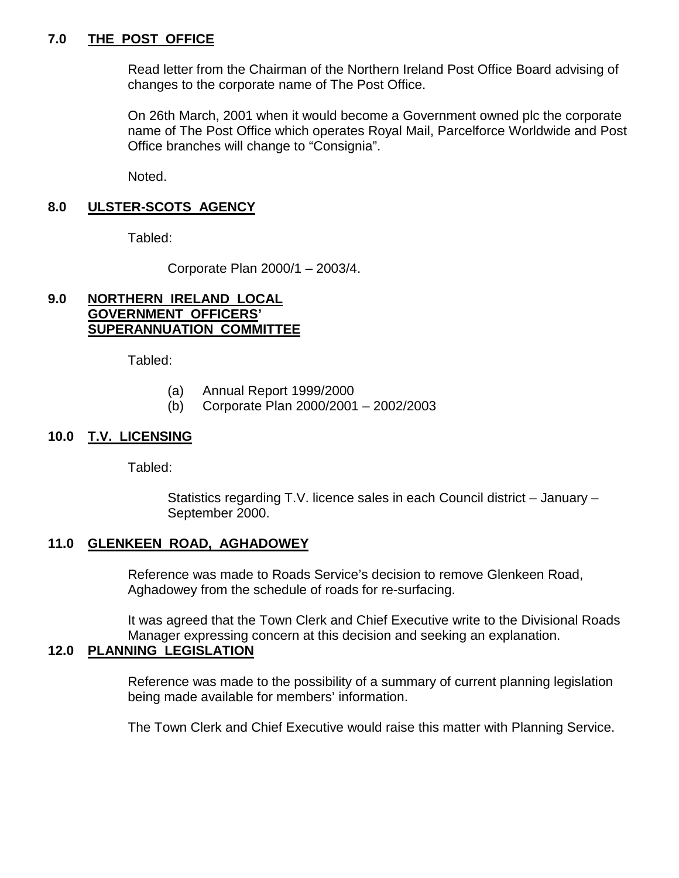## 7.0 <u>THE POST OFFICE</u>

Read letter from the Chairman of the Northern Ireland Post Office Board advising of changes to the corporate name of The Post Office.

On 26th March, 2001 when it would become a Government owned plc the corporate name of The Post Office which operates Royal Mail, Parcelforce Worldwide and Post Office branches will change to "Consignia".

Noted.

## 8.0 <u>ULSTER-SCOTS AGENCY</u>

Tabled:

Corporate Plan 2000/1 – 2003/4.

## 9.0 <u>NORTHERN IRELAND LOCAL GOVERNMENT OFFICERS' SUPERANNUATION COMMITTEE</u>

Tabled:

(a) Annual Report 1999/2000
(b) Corporate Plan 2000/2001 – 2002/2003

## 10.0 <u>T.V. LICENSING</u>

Tabled:

Statistics regarding T.V. licence sales in each Council district – January – September 2000.

## 11.0 <u>GLENKEEN ROAD, AGHADOWEY</u>

Reference was made to Roads Service's decision to remove Glenkeen Road, Aghadowey from the schedule of roads for re-surfacing.

It was agreed that the Town Clerk and Chief Executive write to the Divisional Roads Manager expressing concern at this decision and seeking an explanation.

## 12.0 <u>PLANNING LEGISLATION</u>

Reference was made to the possibility of a summary of current planning legislation being made available for members' information.

The Town Clerk and Chief Executive would raise this matter with Planning Service.